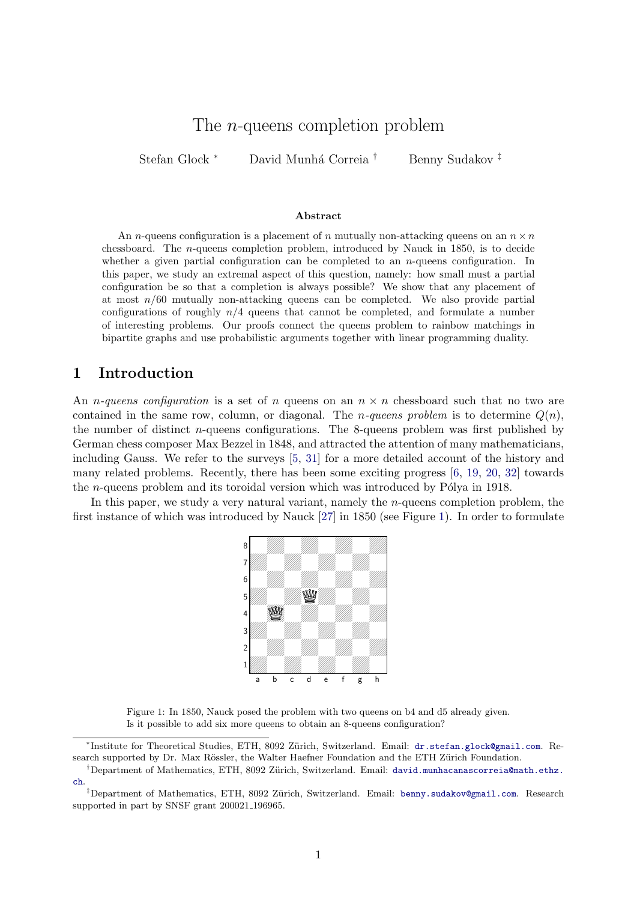# The $n$-queens completion problem

Stefan Glock [*] David Munhá Correia [†] Benny Sudakov [‡]

### Abstract

An $n$-queens configuration is a placement of $n$ mutually non-attacking queens on an $n \times n$ chessboard. The $n$-queens completion problem, introduced by Nauck in 1850, is to decide whether a given partial configuration can be completed to an $n$-queens configuration. In this paper, we study an extremal aspect of this question, namely: how small must a partial configuration be so that a completion is always possible? We show that any placement of at most $n/60$ mutually non-attacking queens can be completed. We also provide partial configurations of roughly $n/4$ queens that cannot be completed, and formulate a number of interesting problems. Our proofs connect the queens problem to rainbow matchings in bipartite graphs and use probabilistic arguments together with linear programming duality.

## 1 Introduction

An *$n$-queens configuration* is a set of $n$ queens on an $n \times n$ chessboard such that no two are contained in the same row, column, or diagonal. The *$n$-queens problem* is to determine $Q(n)$, the number of distinct $n$-queens configurations. The 8-queens problem was first published by German chess composer Max Bezzel in 1848, and attracted the attention of many mathematicians, including Gauss. We refer to the surveys [5, 31] for a more detailed account of the history and many related problems. Recently, there has been some exciting progress [6, 19, 20, 32] towards the $n$-queens problem and its toroidal version which was introduced by Pólya in 1918.

In this paper, we study a very natural variant, namely the $n$-queens completion problem, the first instance of which was introduced by Nauck [27] in 1850 (see Figure 1). In order to formulate

Figure 1: In 1850, Nauck posed the problem with two queens on b4 and d5 already given. Is it possible to add six more queens to obtain an 8-queens configuration?

[*] Institute for Theoretical Studies, ETH, 8092 Zürich, Switzerland. Email: dr.stefan.glock@gmail.com. Research supported by Dr. Max Rössler, the Walter Haefner Foundation and the ETH Zürich Foundation.

[†] Department of Mathematics, ETH, 8092 Zürich, Switzerland. Email: david.munhacanascorreia@math.ethz.ch.

[‡] Department of Mathematics, ETH, 8092 Zürich, Switzerland. Email: benny.sudakov@gmail.com. Research supported in part by SNSF grant 200021_196965.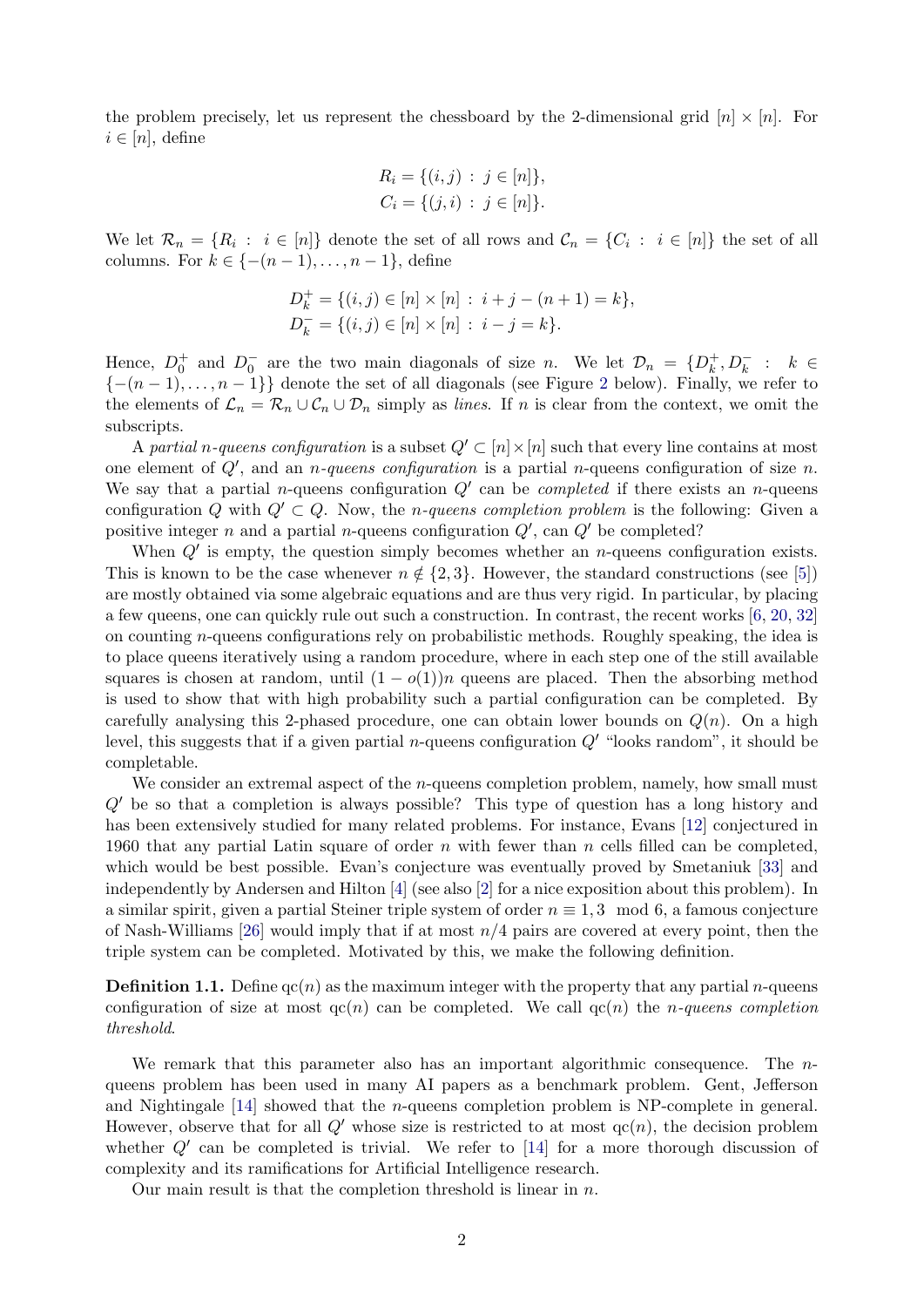the problem precisely, let us represent the chessboard by the 2-dimensional grid $[n] \times [n]$. For $i \in [n]$, define

$$R_i = \{(i, j) : j \in [n]\},$$
$$C_i = \{(j, i) : j \in [n]\}.$$

We let $\mathcal{R}_n = \{R_i : i \in [n]\}$ denote the set of all rows and $\mathcal{C}_n = \{C_i : i \in [n]\}$ the set of all columns. For $k \in \{-(n-1), \dots, n-1\}$, define

$$D_k^+ = \{(i, j) \in [n] \times [n] : i + j - (n+1) = k\},$$
$$D_k^- = \{(i, j) \in [n] \times [n] : i - j = k\}.$$

Hence, $D_0^+$ and $D_0^-$ are the two main diagonals of size $n$. We let $\mathcal{D}_n = \{D_k^+, D_k^- : k \in \{-(n-1), \dots, n-1\}\}$ denote the set of all diagonals (see Figure 2 below). Finally, we refer to the elements of $\mathcal{L}_n = \mathcal{R}_n \cup \mathcal{C}_n \cup \mathcal{D}_n$ simply as *lines*. If $n$ is clear from the context, we omit the subscripts.

A *partial n-queens configuration* is a subset $Q' \subset [n] \times [n]$ such that every line contains at most one element of $Q'$, and an *n-queens configuration* is a partial $n$-queens configuration of size $n$. We say that a partial $n$-queens configuration $Q'$ can be *completed* if there exists an $n$-queens configuration $Q$ with $Q' \subset Q$. Now, the *n-queens completion problem* is the following: Given a positive integer $n$ and a partial $n$-queens configuration $Q'$, can $Q'$ be completed?

When $Q'$ is empty, the question simply becomes whether an $n$-queens configuration exists. This is known to be the case whenever $n \notin \{2, 3\}$. However, the standard constructions (see [5]) are mostly obtained via some algebraic equations and are thus very rigid. In particular, by placing a few queens, one can quickly rule out such a construction. In contrast, the recent works [6, 20, 32] on counting $n$-queens configurations rely on probabilistic methods. Roughly speaking, the idea is to place queens iteratively using a random procedure, where in each step one of the still available squares is chosen at random, until $(1 - o(1))n$ queens are placed. Then the absorbing method is used to show that with high probability such a partial configuration can be completed. By carefully analysing this 2-phased procedure, one can obtain lower bounds on $Q(n)$. On a high level, this suggests that if a given partial $n$-queens configuration $Q'$ "looks random", it should be completable.

We consider an extremal aspect of the $n$-queens completion problem, namely, how small must $Q'$ be so that a completion is always possible? This type of question has a long history and has been extensively studied for many related problems. For instance, Evans [12] conjectured in 1960 that any partial Latin square of order $n$ with fewer than $n$ cells filled can be completed, which would be best possible. Evan's conjecture was eventually proved by Smetaniuk [33] and independently by Andersen and Hilton [4] (see also [2] for a nice exposition about this problem). In a similar spirit, given a partial Steiner triple system of order $n \equiv 1, 3 \mod 6$, a famous conjecture of Nash-Williams [26] would imply that if at most $n/4$ pairs are covered at every point, then the triple system can be completed. Motivated by this, we make the following definition.

**Definition 1.1.** Define $\mathrm{qc}(n)$ as the maximum integer with the property that any partial $n$-queens configuration of size at most $\mathrm{qc}(n)$ can be completed. We call $\mathrm{qc}(n)$ the *n-queens completion threshold*.

We remark that this parameter also has an important algorithmic consequence. The $n$-queens problem has been used in many AI papers as a benchmark problem. Gent, Jefferson and Nightingale [14] showed that the $n$-queens completion problem is NP-complete in general. However, observe that for all $Q'$ whose size is restricted to at most $\mathrm{qc}(n)$, the decision problem whether $Q'$ can be completed is trivial. We refer to [14] for a more thorough discussion of complexity and its ramifications for Artificial Intelligence research.

Our main result is that the completion threshold is linear in $n$.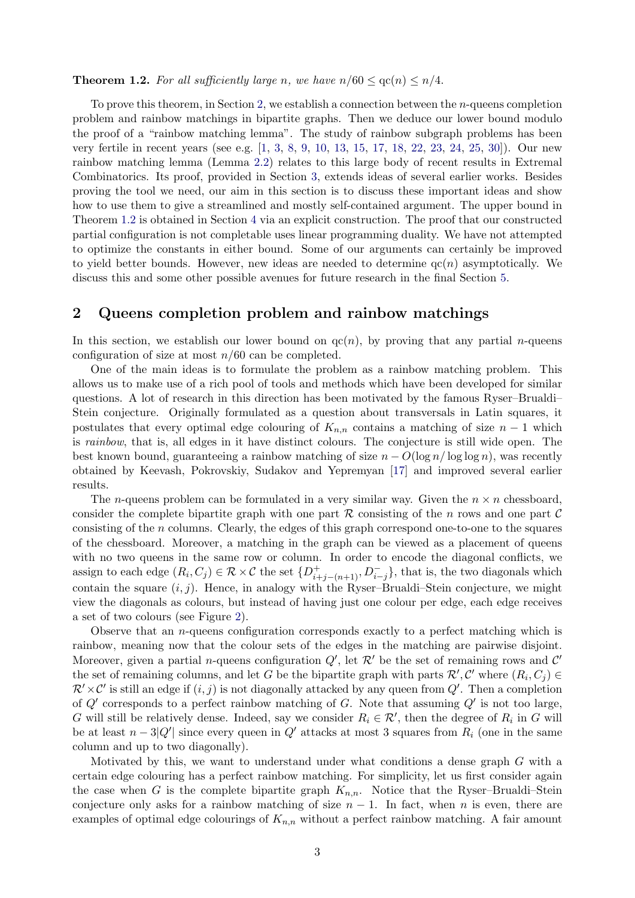**Theorem 1.2.** *For all sufficiently large $n$, we have $n/60 \le \mathrm{qc}(n) \le n/4$.*

To prove this theorem, in Section 2, we establish a connection between the $n$-queens completion problem and rainbow matchings in bipartite graphs. Then we deduce our lower bound modulo the proof of a "rainbow matching lemma". The study of rainbow subgraph problems has been very fertile in recent years (see e.g. [1, 3, 8, 9, 10, 13, 15, 17, 18, 22, 23, 24, 25, 30]). Our new rainbow matching lemma (Lemma 2.2) relates to this large body of recent results in Extremal Combinatorics. Its proof, provided in Section 3, extends ideas of several earlier works. Besides proving the tool we need, our aim in this section is to discuss these important ideas and show how to use them to give a streamlined and mostly self-contained argument. The upper bound in Theorem 1.2 is obtained in Section 4 via an explicit construction. The proof that our constructed partial configuration is not completable uses linear programming duality. We have not attempted to optimize the constants in either bound. Some of our arguments can certainly be improved to yield better bounds. However, new ideas are needed to determine $\mathrm{qc}(n)$ asymptotically. We discuss this and some other possible avenues for future research in the final Section 5.

## 2 Queens completion problem and rainbow matchings

In this section, we establish our lower bound on $\mathrm{qc}(n)$, by proving that any partial $n$-queens configuration of size at most $n/60$ can be completed.

One of the main ideas is to formulate the problem as a rainbow matching problem. This allows us to make use of a rich pool of tools and methods which have been developed for similar questions. A lot of research in this direction has been motivated by the famous Ryser–Brualdi–Stein conjecture. Originally formulated as a question about transversals in Latin squares, it postulates that every optimal edge colouring of $K_{n,n}$ contains a matching of size $n-1$ which is *rainbow*, that is, all edges in it have distinct colours. The conjecture is still wide open. The best known bound, guaranteeing a rainbow matching of size $n - O(\log n/\log\log n)$, was recently obtained by Keevash, Pokrovskiy, Sudakov and Yepremyan [17] and improved several earlier results.

The $n$-queens problem can be formulated in a very similar way. Given the $n \times n$ chessboard, consider the complete bipartite graph with one part $\mathcal{R}$ consisting of the $n$ rows and one part $\mathcal{C}$ consisting of the $n$ columns. Clearly, the edges of this graph correspond one-to-one to the squares of the chessboard. Moreover, a matching in the graph can be viewed as a placement of queens with no two queens in the same row or column. In order to encode the diagonal conflicts, we assign to each edge $(R_i, C_j) \in \mathcal{R} \times \mathcal{C}$ the set $\{D^+_{i+j-(n+1)}, D^-_{i-j}\}$, that is, the two diagonals which contain the square $(i,j)$. Hence, in analogy with the Ryser–Brualdi–Stein conjecture, we might view the diagonals as colours, but instead of having just one colour per edge, each edge receives a set of two colours (see Figure 2).

Observe that an $n$-queens configuration corresponds exactly to a perfect matching which is rainbow, meaning now that the colour sets of the edges in the matching are pairwise disjoint. Moreover, given a partial $n$-queens configuration $Q'$, let $\mathcal{R}'$ be the set of remaining rows and $\mathcal{C}'$ the set of remaining columns, and let $G$ be the bipartite graph with parts $\mathcal{R}', \mathcal{C}'$ where $(R_i, C_j) \in \mathcal{R}' \times \mathcal{C}'$ is still an edge if $(i,j)$ is not diagonally attacked by any queen from $Q'$. Then a completion of $Q'$ corresponds to a perfect rainbow matching of $G$. Note that assuming $Q'$ is not too large, $G$ will still be relatively dense. Indeed, say we consider $R_i \in \mathcal{R}'$, then the degree of $R_i$ in $G$ will be at least $n - 3|Q'|$ since every queen in $Q'$ attacks at most 3 squares from $R_i$ (one in the same column and up to two diagonally).

Motivated by this, we want to understand under what conditions a dense graph $G$ with a certain edge colouring has a perfect rainbow matching. For simplicity, let us first consider again the case when $G$ is the complete bipartite graph $K_{n,n}$. Notice that the Ryser–Brualdi–Stein conjecture only asks for a rainbow matching of size $n-1$. In fact, when $n$ is even, there are examples of optimal edge colourings of $K_{n,n}$ without a perfect rainbow matching. A fair amount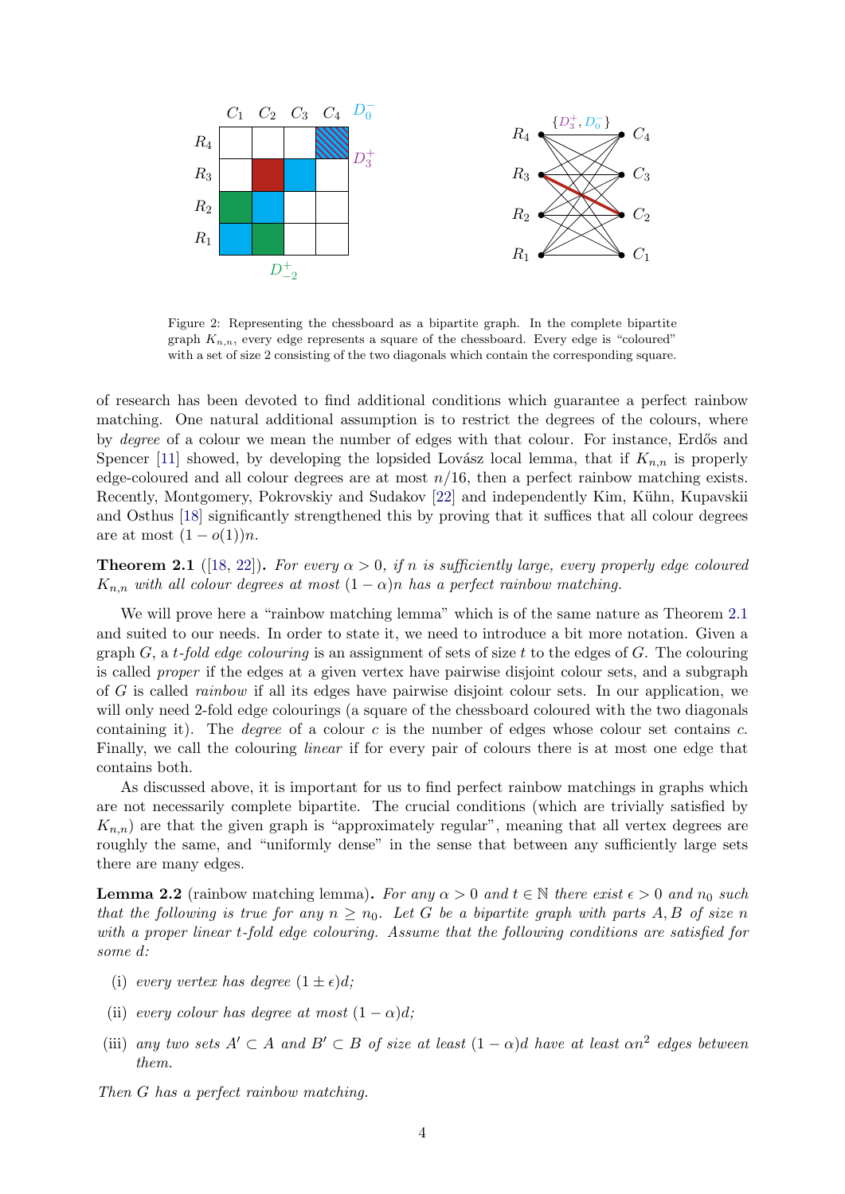Figure 2: Representing the chessboard as a bipartite graph. In the complete bipartite graph $K_{n,n}$, every edge represents a square of the chessboard. Every edge is "coloured" with a set of size 2 consisting of the two diagonals which contain the corresponding square.

of research has been devoted to find additional conditions which guarantee a perfect rainbow matching. One natural additional assumption is to restrict the degrees of the colours, where by *degree* of a colour we mean the number of edges with that colour. For instance, Erdős and Spencer [11] showed, by developing the lopsided Lovász local lemma, that if $K_{n,n}$ is properly edge-coloured and all colour degrees are at most $n/16$, then a perfect rainbow matching exists. Recently, Montgomery, Pokrovskiy and Sudakov [22] and independently Kim, Kühn, Kupavskii and Osthus [18] significantly strengthened this by proving that it suffices that all colour degrees are at most $(1 - o(1))n$.

**Theorem 2.1** ([18, 22]). *For every $\alpha > 0$, if $n$ is sufficiently large, every properly edge coloured $K_{n,n}$ with all colour degrees at most $(1 - \alpha)n$ has a perfect rainbow matching.*

We will prove here a "rainbow matching lemma" which is of the same nature as Theorem 2.1 and suited to our needs. In order to state it, we need to introduce a bit more notation. Given a graph $G$, a *$t$-fold edge colouring* is an assignment of sets of size $t$ to the edges of $G$. The colouring is called *proper* if the edges at a given vertex have pairwise disjoint colour sets, and a subgraph of $G$ is called *rainbow* if all its edges have pairwise disjoint colour sets. In our application, we will only need 2-fold edge colourings (a square of the chessboard coloured with the two diagonals containing it). The *degree* of a colour $c$ is the number of edges whose colour set contains $c$. Finally, we call the colouring *linear* if for every pair of colours there is at most one edge that contains both.

As discussed above, it is important for us to find perfect rainbow matchings in graphs which are not necessarily complete bipartite. The crucial conditions (which are trivially satisfied by $K_{n,n}$) are that the given graph is "approximately regular", meaning that all vertex degrees are roughly the same, and "uniformly dense" in the sense that between any sufficiently large sets there are many edges.

**Lemma 2.2** (rainbow matching lemma). *For any $\alpha > 0$ and $t \in \mathbb{N}$ there exist $\epsilon > 0$ and $n_0$ such that the following is true for any $n \geq n_0$. Let $G$ be a bipartite graph with parts $A, B$ of size $n$ with a proper linear $t$-fold edge colouring. Assume that the following conditions are satisfied for some $d$:*

(i) *every vertex has degree $(1 \pm \epsilon)d$;*

(ii) *every colour has degree at most $(1 - \alpha)d$;*

(iii) *any two sets $A' \subset A$ and $B' \subset B$ of size at least $(1 - \alpha)d$ have at least $\alpha n^2$ edges between them.*

*Then $G$ has a perfect rainbow matching.*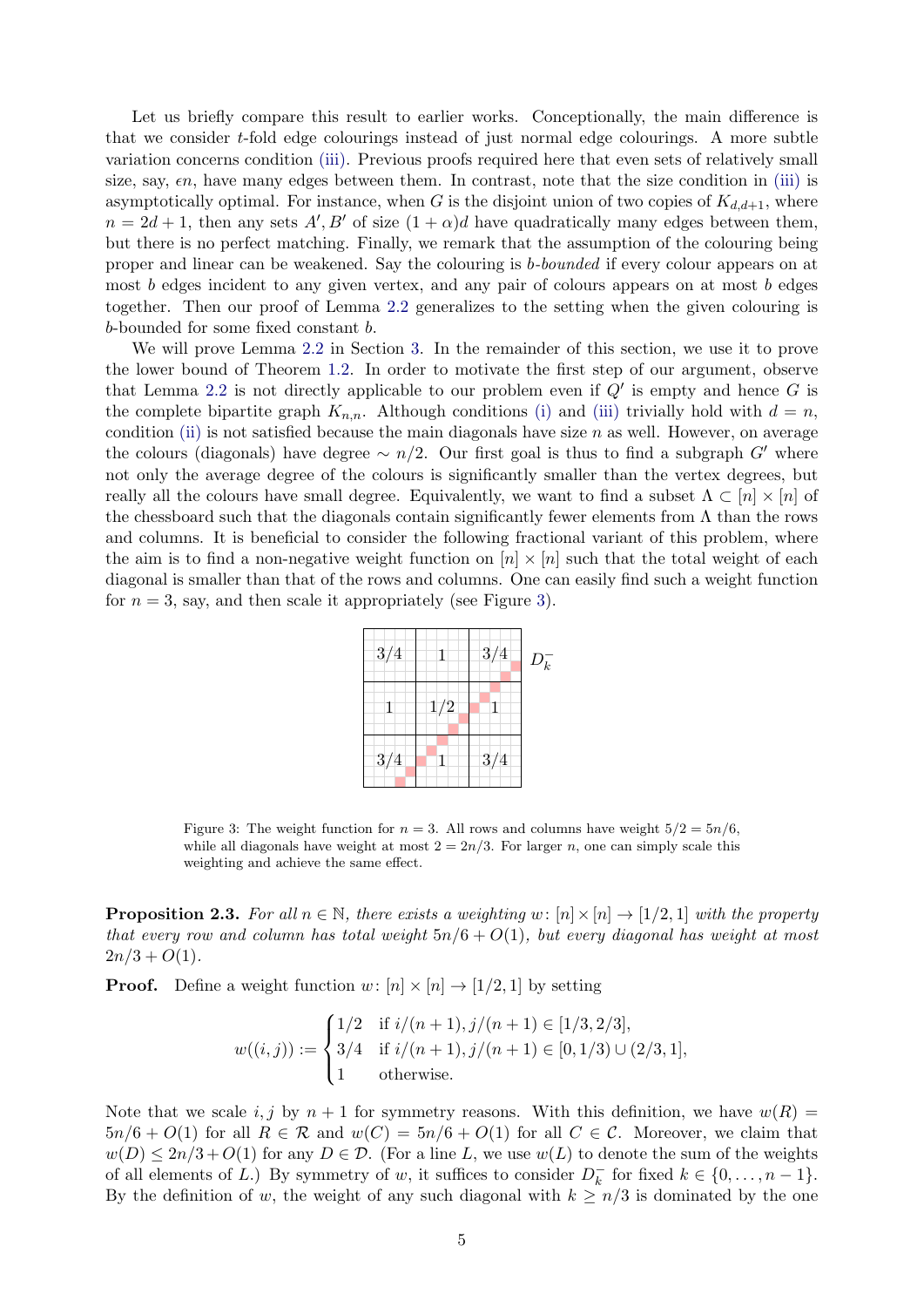Let us briefly compare this result to earlier works. Conceptionally, the main difference is that we consider $t$-fold edge colourings instead of just normal edge colourings. A more subtle variation concerns condition (iii). Previous proofs required here that even sets of relatively small size, say, $\epsilon n$, have many edges between them. In contrast, note that the size condition in (iii) is asymptotically optimal. For instance, when $G$ is the disjoint union of two copies of $K_{d,d+1}$, where $n = 2d+1$, then any sets $A', B'$ of size $(1+\alpha)d$ have quadratically many edges between them, but there is no perfect matching. Finally, we remark that the assumption of the colouring being proper and linear can be weakened. Say the colouring is *b-bounded* if every colour appears on at most $b$ edges incident to any given vertex, and any pair of colours appears on at most $b$ edges together. Then our proof of Lemma 2.2 generalizes to the setting when the given colouring is $b$-bounded for some fixed constant $b$.

We will prove Lemma 2.2 in Section 3. In the remainder of this section, we use it to prove the lower bound of Theorem 1.2. In order to motivate the first step of our argument, observe that Lemma 2.2 is not directly applicable to our problem even if $Q'$ is empty and hence $G$ is the complete bipartite graph $K_{n,n}$. Although conditions (i) and (iii) trivially hold with $d = n$, condition (ii) is not satisfied because the main diagonals have size $n$ as well. However, on average the colours (diagonals) have degree $\sim n/2$. Our first goal is thus to find a subgraph $G'$ where not only the average degree of the colours is significantly smaller than the vertex degrees, but really all the colours have small degree. Equivalently, we want to find a subset $\Lambda \subset [n] \times [n]$ of the chessboard such that the diagonals contain significantly fewer elements from $\Lambda$ than the rows and columns. It is beneficial to consider the following fractional variant of this problem, where the aim is to find a non-negative weight function on $[n] \times [n]$ such that the total weight of each diagonal is smaller than that of the rows and columns. One can easily find such a weight function for $n = 3$, say, and then scale it appropriately (see Figure 3).

| 3/4 | 1 | 3/4 |
|---|---|---|
| 1 | 1/2 | 1 |
| 3/4 | 1 | 3/4 |

$D_k^-$

Figure 3: The weight function for $n = 3$. All rows and columns have weight $5/2 = 5n/6$, while all diagonals have weight at most $2 = 2n/3$. For larger $n$, one can simply scale this weighting and achieve the same effect.

**Proposition 2.3.** *For all $n \in \mathbb{N}$, there exists a weighting $w\colon [n] \times [n] \to [1/2, 1]$ with the property that every row and column has total weight $5n/6 + O(1)$, but every diagonal has weight at most $2n/3 + O(1)$.*

**Proof.** Define a weight function $w\colon [n] \times [n] \to [1/2, 1]$ by setting

$$w((i,j)) := \begin{cases} 1/2 & \text{if } i/(n+1), j/(n+1) \in [1/3, 2/3], \\ 3/4 & \text{if } i/(n+1), j/(n+1) \in [0, 1/3) \cup (2/3, 1], \\ 1 & \text{otherwise.} \end{cases}$$

Note that we scale $i, j$ by $n+1$ for symmetry reasons. With this definition, we have $w(R) = 5n/6 + O(1)$ for all $R \in \mathcal{R}$ and $w(C) = 5n/6 + O(1)$ for all $C \in \mathcal{C}$. Moreover, we claim that $w(D) \leq 2n/3 + O(1)$ for any $D \in \mathcal{D}$. (For a line $L$, we use $w(L)$ to denote the sum of the weights of all elements of $L$.) By symmetry of $w$, it suffices to consider $D_k^-$ for fixed $k \in \{0, \dots, n-1\}$. By the definition of $w$, the weight of any such diagonal with $k \geq n/3$ is dominated by the one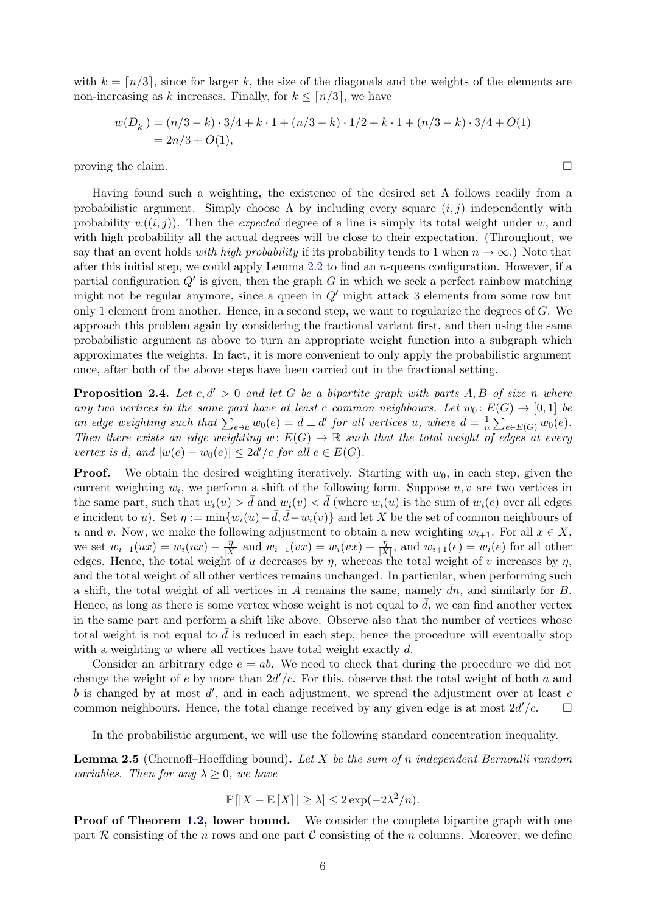with $k = \lceil n/3 \rceil$, since for larger $k$, the size of the diagonals and the weights of the elements are non-increasing as $k$ increases. Finally, for $k \leq \lceil n/3 \rceil$, we have

$$\begin{aligned} w(D_k^-) &= (n/3 - k) \cdot 3/4 + k \cdot 1 + (n/3 - k) \cdot 1/2 + k \cdot 1 + (n/3 - k) \cdot 3/4 + O(1) \\ &= 2n/3 + O(1), \end{aligned}$$

proving the claim. $\square$

Having found such a weighting, the existence of the desired set $\Lambda$ follows readily from a probabilistic argument. Simply choose $\Lambda$ by including every square $(i, j)$ independently with probability $w((i, j))$. Then the *expected* degree of a line is simply its total weight under $w$, and with high probability all the actual degrees will be close to their expectation. (Throughout, we say that an event holds *with high probability* if its probability tends to 1 when $n \to \infty$.) Note that after this initial step, we could apply Lemma 2.2 to find an $n$-queens configuration. However, if a partial configuration $Q'$ is given, then the graph $G$ in which we seek a perfect rainbow matching might not be regular anymore, since a queen in $Q'$ might attack 3 elements from some row but only 1 element from another. Hence, in a second step, we want to regularize the degrees of $G$. We approach this problem again by considering the fractional variant first, and then using the same probabilistic argument as above to turn an appropriate weight function into a subgraph which approximates the weights. In fact, it is more convenient to only apply the probabilistic argument once, after both of the above steps have been carried out in the fractional setting.

**Proposition 2.4.** *Let $c, d' > 0$ and let $G$ be a bipartite graph with parts $A, B$ of size $n$ where any two vertices in the same part have at least $c$ common neighbours. Let $w_0 \colon E(G) \to [0, 1]$ be an edge weighting such that $\sum_{e \ni u} w_0(e) = \bar{d} \pm d'$ for all vertices $u$, where $\bar{d} = \frac{1}{n} \sum_{e \in E(G)} w_0(e)$. Then there exists an edge weighting $w \colon E(G) \to \mathbb{R}$ such that the total weight of edges at every vertex is $\bar{d}$, and $|w(e) - w_0(e)| \leq 2d'/c$ for all $e \in E(G)$.*

**Proof.** We obtain the desired weighting iteratively. Starting with $w_0$, in each step, given the current weighting $w_i$, we perform a shift of the following form. Suppose $u, v$ are two vertices in the same part, such that $w_i(u) > \bar{d}$ and $w_i(v) < \bar{d}$ (where $w_i(u)$ is the sum of $w_i(e)$ over all edges $e$ incident to $u$). Set $\eta := \min\{w_i(u) - \bar{d}, \bar{d} - w_i(v)\}$ and let $X$ be the set of common neighbours of $u$ and $v$. Now, we make the following adjustment to obtain a new weighting $w_{i+1}$. For all $x \in X$, we set $w_{i+1}(ux) = w_i(ux) - \frac{\eta}{|X|}$ and $w_{i+1}(vx) = w_i(vx) + \frac{\eta}{|X|}$, and $w_{i+1}(e) = w_i(e)$ for all other edges. Hence, the total weight of $u$ decreases by $\eta$, whereas the total weight of $v$ increases by $\eta$, and the total weight of all other vertices remains unchanged. In particular, when performing such a shift, the total weight of all vertices in $A$ remains the same, namely $\bar{d}n$, and similarly for $B$. Hence, as long as there is some vertex whose weight is not equal to $\bar{d}$, we can find another vertex in the same part and perform a shift like above. Observe also that the number of vertices whose total weight is not equal to $\bar{d}$ is reduced in each step, hence the procedure will eventually stop with a weighting $w$ where all vertices have total weight exactly $\bar{d}$.

Consider an arbitrary edge $e = ab$. We need to check that during the procedure we did not change the weight of $e$ by more than $2d'/c$. For this, observe that the total weight of both $a$ and $b$ is changed by at most $d'$, and in each adjustment, we spread the adjustment over at least $c$ common neighbours. Hence, the total change received by any given edge is at most $2d'/c$. $\square$

In the probabilistic argument, we will use the following standard concentration inequality.

**Lemma 2.5** (Chernoff–Hoeffding bound)**.** *Let $X$ be the sum of $n$ independent Bernoulli random variables. Then for any $\lambda \geq 0$, we have*

$$\mathbb{P}\left[|X - \mathbb{E}[X]| \geq \lambda\right] \leq 2\exp(-2\lambda^2/n).$$

**Proof of Theorem 1.2, lower bound.** We consider the complete bipartite graph with one part $\mathcal{R}$ consisting of the $n$ rows and one part $\mathcal{C}$ consisting of the $n$ columns. Moreover, we define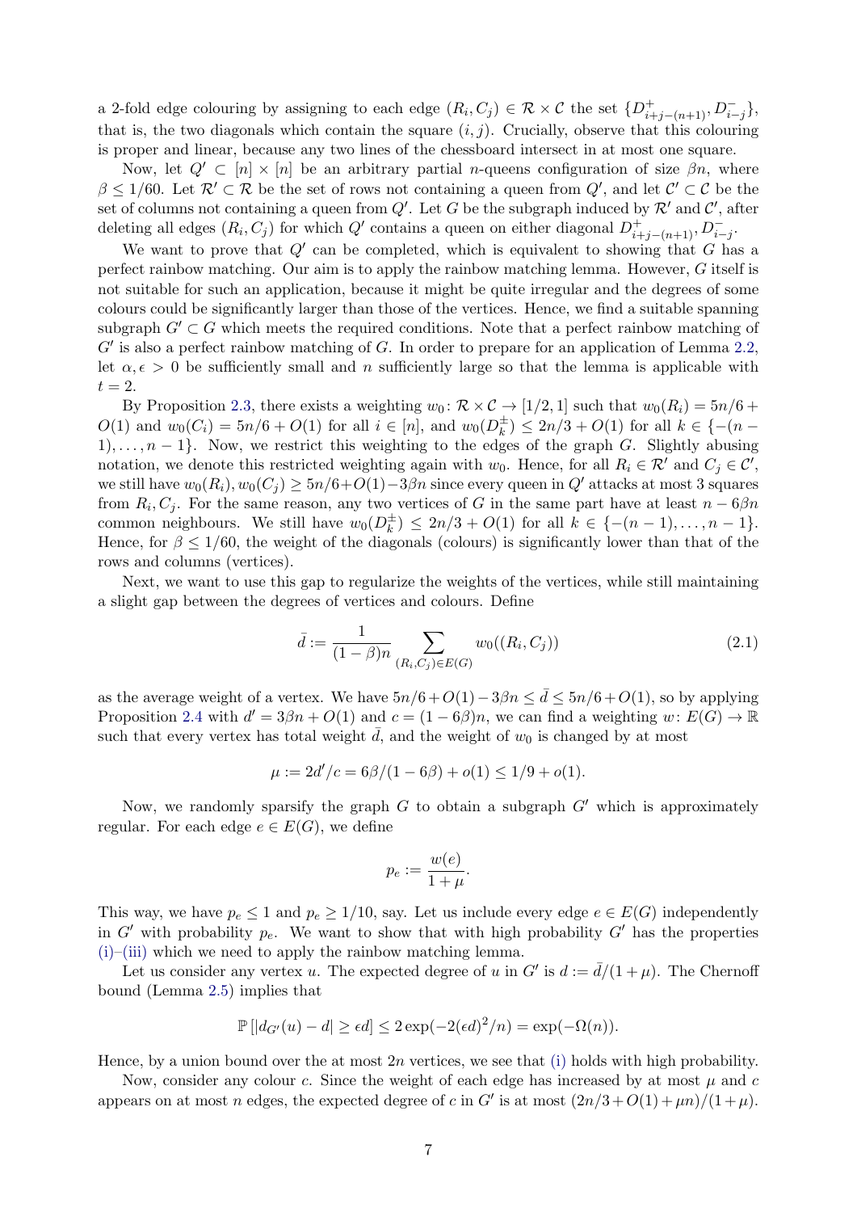a 2-fold edge colouring by assigning to each edge $(R_i, C_j) \in \mathcal{R} \times \mathcal{C}$ the set $\{D^+_{i+j-(n+1)}, D^-_{i-j}\}$, that is, the two diagonals which contain the square $(i,j)$. Crucially, observe that this colouring is proper and linear, because any two lines of the chessboard intersect in at most one square.

Now, let $Q' \subset [n] \times [n]$ be an arbitrary partial $n$-queens configuration of size $\beta n$, where $\beta \leq 1/60$. Let $\mathcal{R}' \subset \mathcal{R}$ be the set of rows not containing a queen from $Q'$, and let $\mathcal{C}' \subset \mathcal{C}$ be the set of columns not containing a queen from $Q'$. Let $G$ be the subgraph induced by $\mathcal{R}'$ and $\mathcal{C}'$, after deleting all edges $(R_i, C_j)$ for which $Q'$ contains a queen on either diagonal $D^+_{i+j-(n+1)}, D^-_{i-j}$.

We want to prove that $Q'$ can be completed, which is equivalent to showing that $G$ has a perfect rainbow matching. Our aim is to apply the rainbow matching lemma. However, $G$ itself is not suitable for such an application, because it might be quite irregular and the degrees of some colours could be significantly larger than those of the vertices. Hence, we find a suitable spanning subgraph $G' \subset G$ which meets the required conditions. Note that a perfect rainbow matching of $G'$ is also a perfect rainbow matching of $G$. In order to prepare for an application of Lemma 2.2, let $\alpha, \epsilon > 0$ be sufficiently small and $n$ sufficiently large so that the lemma is applicable with $t = 2$.

By Proposition 2.3, there exists a weighting $w_0 \colon \mathcal{R} \times \mathcal{C} \to [1/2, 1]$ such that $w_0(R_i) = 5n/6 + O(1)$ and $w_0(C_i) = 5n/6 + O(1)$ for all $i \in [n]$, and $w_0(D^\pm_k) \leq 2n/3 + O(1)$ for all $k \in \{-(n-1), \dots, n-1\}$. Now, we restrict this weighting to the edges of the graph $G$. Slightly abusing notation, we denote this restricted weighting again with $w_0$. Hence, for all $R_i \in \mathcal{R}'$ and $C_j \in \mathcal{C}'$, we still have $w_0(R_i), w_0(C_j) \geq 5n/6 + O(1) - 3\beta n$ since every queen in $Q'$ attacks at most 3 squares from $R_i, C_j$. For the same reason, any two vertices of $G$ in the same part have at least $n - 6\beta n$ common neighbours. We still have $w_0(D^\pm_k) \leq 2n/3 + O(1)$ for all $k \in \{-(n-1), \dots, n-1\}$. Hence, for $\beta \leq 1/60$, the weight of the diagonals (colours) is significantly lower than that of the rows and columns (vertices).

Next, we want to use this gap to regularize the weights of the vertices, while still maintaining a slight gap between the degrees of vertices and colours. Define

$$\bar{d} := \frac{1}{(1-\beta)n} \sum_{(R_i, C_j) \in E(G)} w_0((R_i, C_j)) \tag{2.1}$$

as the average weight of a vertex. We have $5n/6 + O(1) - 3\beta n \leq \bar{d} \leq 5n/6 + O(1)$, so by applying Proposition 2.4 with $d' = 3\beta n + O(1)$ and $c = (1 - 6\beta)n$, we can find a weighting $w \colon E(G) \to \mathbb{R}$ such that every vertex has total weight $\bar{d}$, and the weight of $w_0$ is changed by at most

$$\mu := 2d'/c = 6\beta/(1 - 6\beta) + o(1) \leq 1/9 + o(1).$$

Now, we randomly sparsify the graph $G$ to obtain a subgraph $G'$ which is approximately regular. For each edge $e \in E(G)$, we define

$$p_e := \frac{w(e)}{1 + \mu}.$$

This way, we have $p_e \leq 1$ and $p_e \geq 1/10$, say. Let us include every edge $e \in E(G)$ independently in $G'$ with probability $p_e$. We want to show that with high probability $G'$ has the properties (i)–(iii) which we need to apply the rainbow matching lemma.

Let us consider any vertex $u$. The expected degree of $u$ in $G'$ is $d := \bar{d}/(1 + \mu)$. The Chernoff bound (Lemma 2.5) implies that

$$\mathbb{P}\left[|d_{G'}(u) - d| \geq \epsilon d\right] \leq 2\exp(-2(\epsilon d)^2/n) = \exp(-\Omega(n)).$$

Hence, by a union bound over the at most $2n$ vertices, we see that (i) holds with high probability.

Now, consider any colour $c$. Since the weight of each edge has increased by at most $\mu$ and $c$ appears on at most $n$ edges, the expected degree of $c$ in $G'$ is at most $(2n/3 + O(1) + \mu n)/(1 + \mu)$.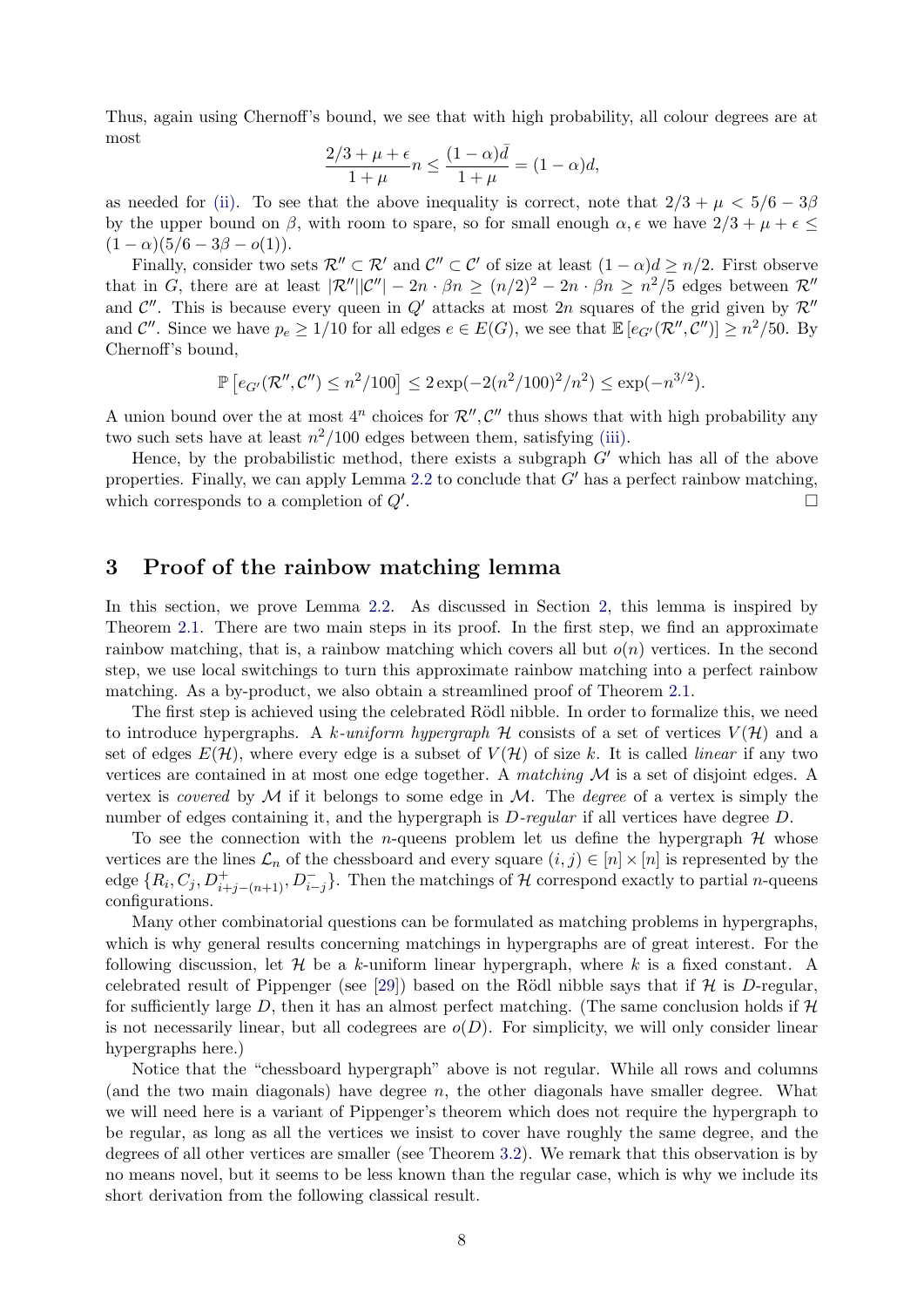Thus, again using Chernoff's bound, we see that with high probability, all colour degrees are at most

$$\frac{2/3 + \mu + \epsilon}{1 + \mu} n \leq \frac{(1-\alpha)\bar{d}}{1+\mu} = (1-\alpha)d,$$

as needed for (ii). To see that the above inequality is correct, note that $2/3 + \mu < 5/6 - 3\beta$ by the upper bound on $\beta$, with room to spare, so for small enough $\alpha, \epsilon$ we have $2/3 + \mu + \epsilon \leq (1-\alpha)(5/6 - 3\beta - o(1))$.

Finally, consider two sets $\mathcal{R}'' \subset \mathcal{R}'$ and $\mathcal{C}'' \subset \mathcal{C}'$ of size at least $(1-\alpha)d \geq n/2$. First observe that in $G$, there are at least $|\mathcal{R}''||\mathcal{C}''| - 2n \cdot \beta n \geq (n/2)^2 - 2n \cdot \beta n \geq n^2/5$ edges between $\mathcal{R}''$ and $\mathcal{C}''$. This is because every queen in $Q'$ attacks at most $2n$ squares of the grid given by $\mathcal{R}''$ and $\mathcal{C}''$. Since we have $p_e \geq 1/10$ for all edges $e \in E(G)$, we see that $\mathbb{E}\left[e_{G'}(\mathcal{R}'', \mathcal{C}'')\right] \geq n^2/50$. By Chernoff's bound,

$$\mathbb{P}\left[e_{G'}(\mathcal{R}'', \mathcal{C}'') \leq n^2/100\right] \leq 2\exp(-2(n^2/100)^2/n^2) \leq \exp(-n^{3/2}).$$

A union bound over the at most $4^n$ choices for $\mathcal{R}'', \mathcal{C}''$ thus shows that with high probability any two such sets have at least $n^2/100$ edges between them, satisfying (iii).

Hence, by the probabilistic method, there exists a subgraph $G'$ which has all of the above properties. Finally, we can apply Lemma 2.2 to conclude that $G'$ has a perfect rainbow matching, which corresponds to a completion of $Q'$. □

# 3 Proof of the rainbow matching lemma

In this section, we prove Lemma 2.2. As discussed in Section 2, this lemma is inspired by Theorem 2.1. There are two main steps in its proof. In the first step, we find an approximate rainbow matching, that is, a rainbow matching which covers all but $o(n)$ vertices. In the second step, we use local switchings to turn this approximate rainbow matching into a perfect rainbow matching. As a by-product, we also obtain a streamlined proof of Theorem 2.1.

The first step is achieved using the celebrated Rödl nibble. In order to formalize this, we need to introduce hypergraphs. A *k-uniform hypergraph* $\mathcal{H}$ consists of a set of vertices $V(\mathcal{H})$ and a set of edges $E(\mathcal{H})$, where every edge is a subset of $V(\mathcal{H})$ of size $k$. It is called *linear* if any two vertices are contained in at most one edge together. A *matching* $\mathcal{M}$ is a set of disjoint edges. A vertex is *covered* by $\mathcal{M}$ if it belongs to some edge in $\mathcal{M}$. The *degree* of a vertex is simply the number of edges containing it, and the hypergraph is *D-regular* if all vertices have degree $D$.

To see the connection with the $n$-queens problem let us define the hypergraph $\mathcal{H}$ whose vertices are the lines $\mathcal{L}_n$ of the chessboard and every square $(i,j) \in [n] \times [n]$ is represented by the edge $\{R_i, C_j, D^+_{i+j-(n+1)}, D^-_{i-j}\}$. Then the matchings of $\mathcal{H}$ correspond exactly to partial $n$-queens configurations.

Many other combinatorial questions can be formulated as matching problems in hypergraphs, which is why general results concerning matchings in hypergraphs are of great interest. For the following discussion, let $\mathcal{H}$ be a $k$-uniform linear hypergraph, where $k$ is a fixed constant. A celebrated result of Pippenger (see [29]) based on the Rödl nibble says that if $\mathcal{H}$ is $D$-regular, for sufficiently large $D$, then it has an almost perfect matching. (The same conclusion holds if $\mathcal{H}$ is not necessarily linear, but all codegrees are $o(D)$. For simplicity, we will only consider linear hypergraphs here.)

Notice that the "chessboard hypergraph" above is not regular. While all rows and columns (and the two main diagonals) have degree $n$, the other diagonals have smaller degree. What we will need here is a variant of Pippenger's theorem which does not require the hypergraph to be regular, as long as all the vertices we insist to cover have roughly the same degree, and the degrees of all other vertices are smaller (see Theorem 3.2). We remark that this observation is by no means novel, but it seems to be less known than the regular case, which is why we include its short derivation from the following classical result.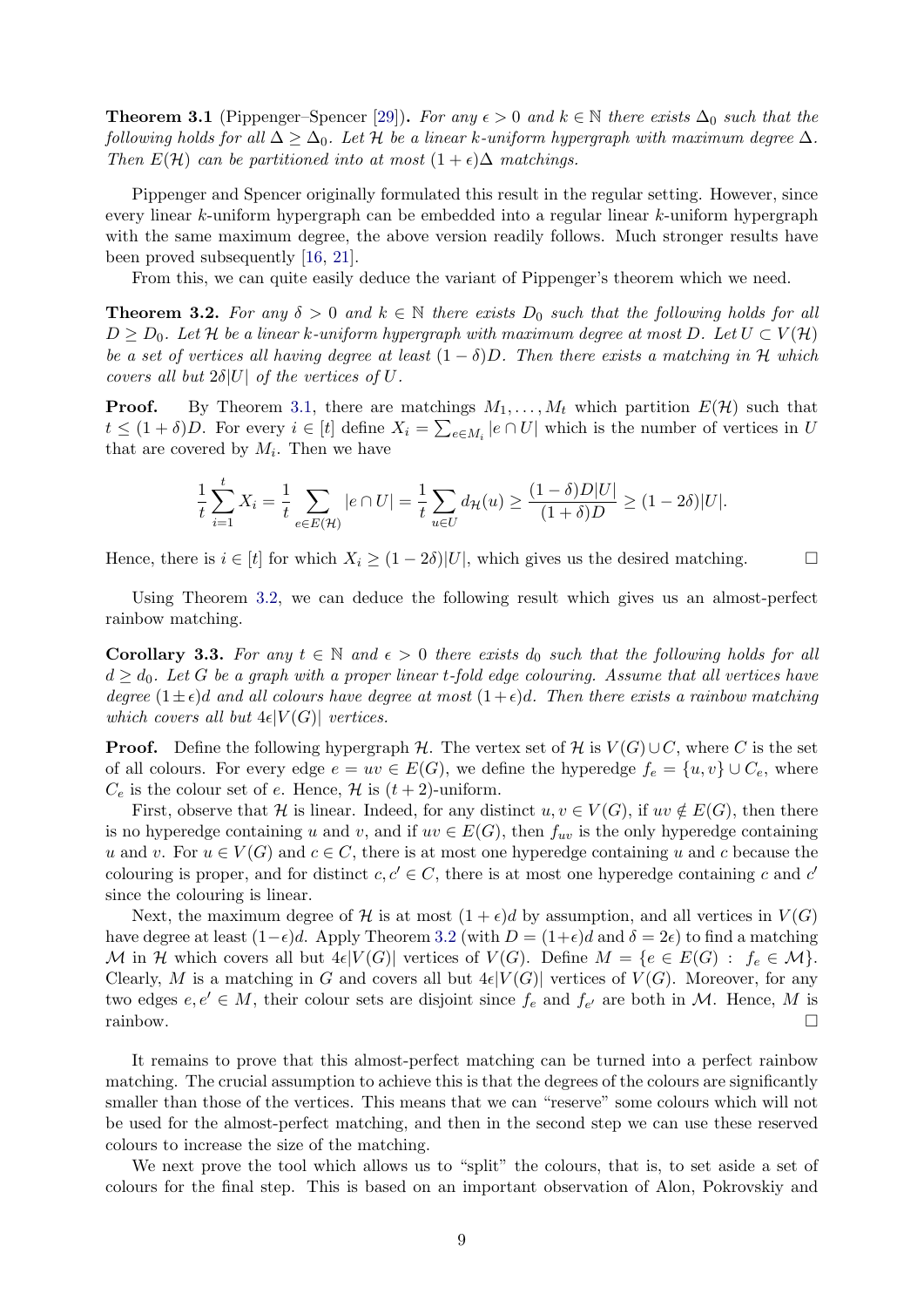**Theorem 3.1** (Pippenger–Spencer [29])**.** *For any $\epsilon > 0$ and $k \in \mathbb{N}$ there exists $\Delta_0$ such that the following holds for all $\Delta \geq \Delta_0$. Let $\mathcal{H}$ be a linear $k$-uniform hypergraph with maximum degree $\Delta$. Then $E(\mathcal{H})$ can be partitioned into at most $(1+\epsilon)\Delta$ matchings.*

Pippenger and Spencer originally formulated this result in the regular setting. However, since every linear $k$-uniform hypergraph can be embedded into a regular linear $k$-uniform hypergraph with the same maximum degree, the above version readily follows. Much stronger results have been proved subsequently [16, 21].

From this, we can quite easily deduce the variant of Pippenger's theorem which we need.

**Theorem 3.2.** *For any $\delta > 0$ and $k \in \mathbb{N}$ there exists $D_0$ such that the following holds for all $D \geq D_0$. Let $\mathcal{H}$ be a linear $k$-uniform hypergraph with maximum degree at most $D$. Let $U \subset V(\mathcal{H})$ be a set of vertices all having degree at least $(1-\delta)D$. Then there exists a matching in $\mathcal{H}$ which covers all but $2\delta|U|$ of the vertices of $U$.*

**Proof.** By Theorem 3.1, there are matchings $M_1, \ldots, M_t$ which partition $E(\mathcal{H})$ such that $t \leq (1+\delta)D$. For every $i \in [t]$ define $X_i = \sum_{e \in M_i} |e \cap U|$ which is the number of vertices in $U$ that are covered by $M_i$. Then we have

$$\frac{1}{t}\sum_{i=1}^{t} X_i = \frac{1}{t}\sum_{e \in E(\mathcal{H})} |e \cap U| = \frac{1}{t}\sum_{u \in U} d_{\mathcal{H}}(u) \geq \frac{(1-\delta)D|U|}{(1+\delta)D} \geq (1-2\delta)|U|.$$

Hence, there is $i \in [t]$ for which $X_i \geq (1-2\delta)|U|$, which gives us the desired matching. □

Using Theorem 3.2, we can deduce the following result which gives us an almost-perfect rainbow matching.

**Corollary 3.3.** *For any $t \in \mathbb{N}$ and $\epsilon > 0$ there exists $d_0$ such that the following holds for all $d \geq d_0$. Let $G$ be a graph with a proper linear $t$-fold edge colouring. Assume that all vertices have degree $(1 \pm \epsilon)d$ and all colours have degree at most $(1+\epsilon)d$. Then there exists a rainbow matching which covers all but $4\epsilon|V(G)|$ vertices.*

**Proof.** Define the following hypergraph $\mathcal{H}$. The vertex set of $\mathcal{H}$ is $V(G) \cup C$, where $C$ is the set of all colours. For every edge $e = uv \in E(G)$, we define the hyperedge $f_e = \{u, v\} \cup C_e$, where $C_e$ is the colour set of $e$. Hence, $\mathcal{H}$ is $(t+2)$-uniform.

First, observe that $\mathcal{H}$ is linear. Indeed, for any distinct $u, v \in V(G)$, if $uv \notin E(G)$, then there is no hyperedge containing $u$ and $v$, and if $uv \in E(G)$, then $f_{uv}$ is the only hyperedge containing $u$ and $v$. For $u \in V(G)$ and $c \in C$, there is at most one hyperedge containing $u$ and $c$ because the colouring is proper, and for distinct $c, c' \in C$, there is at most one hyperedge containing $c$ and $c'$ since the colouring is linear.

Next, the maximum degree of $\mathcal{H}$ is at most $(1+\epsilon)d$ by assumption, and all vertices in $V(G)$ have degree at least $(1-\epsilon)d$. Apply Theorem 3.2 (with $D = (1+\epsilon)d$ and $\delta = 2\epsilon$) to find a matching $\mathcal{M}$ in $\mathcal{H}$ which covers all but $4\epsilon|V(G)|$ vertices of $V(G)$. Define $M = \{e \in E(G) : f_e \in \mathcal{M}\}$. Clearly, $M$ is a matching in $G$ and covers all but $4\epsilon|V(G)|$ vertices of $V(G)$. Moreover, for any two edges $e, e' \in M$, their colour sets are disjoint since $f_e$ and $f_{e'}$ are both in $\mathcal{M}$. Hence, $M$ is rainbow. □

It remains to prove that this almost-perfect matching can be turned into a perfect rainbow matching. The crucial assumption to achieve this is that the degrees of the colours are significantly smaller than those of the vertices. This means that we can "reserve" some colours which will not be used for the almost-perfect matching, and then in the second step we can use these reserved colours to increase the size of the matching.

We next prove the tool which allows us to "split" the colours, that is, to set aside a set of colours for the final step. This is based on an important observation of Alon, Pokrovskiy and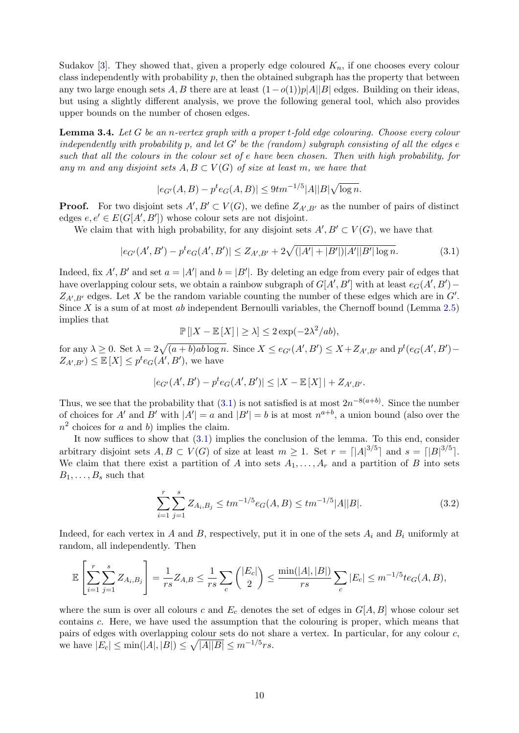Sudakov [3]. They showed that, given a properly edge coloured $K_n$, if one chooses every colour class independently with probability $p$, then the obtained subgraph has the property that between any two large enough sets $A, B$ there are at least $(1-o(1))p|A||B|$ edges. Building on their ideas, but using a slightly different analysis, we prove the following general tool, which also provides upper bounds on the number of chosen edges.

**Lemma 3.4.** *Let $G$ be an $n$-vertex graph with a proper $t$-fold edge colouring. Choose every colour independently with probability $p$, and let $G'$ be the (random) subgraph consisting of all the edges $e$ such that all the colours in the colour set of $e$ have been chosen. Then with high probability, for any $m$ and any disjoint sets $A, B \subset V(G)$ of size at least $m$, we have that*

$$|e_{G'}(A,B) - p^t e_G(A,B)| \le 9tm^{-1/5}|A||B|\sqrt{\log n}.$$

**Proof.** For two disjoint sets $A', B' \subset V(G)$, we define $Z_{A',B'}$ as the number of pairs of distinct edges $e, e' \in E(G[A', B'])$ whose colour sets are not disjoint.

We claim that with high probability, for any disjoint sets $A', B' \subset V(G)$, we have that

$$|e_{G'}(A',B') - p^t e_G(A',B')| \le Z_{A',B'} + 2\sqrt{(|A'|+|B'|)|A'||B'|\log n}. \tag{3.1}$$

Indeed, fix $A', B'$ and set $a = |A'|$ and $b = |B'|$. By deleting an edge from every pair of edges that have overlapping colour sets, we obtain a rainbow subgraph of $G[A', B']$ with at least $e_G(A', B') - Z_{A',B'}$ edges. Let $X$ be the random variable counting the number of these edges which are in $G'$. Since $X$ is a sum of at most $ab$ independent Bernoulli variables, the Chernoff bound (Lemma 2.5) implies that

$$\mathbb{P}\left[|X - \mathbb{E}[X]| \ge \lambda\right] \le 2\exp(-2\lambda^2/ab),$$

for any $\lambda \ge 0$. Set $\lambda = 2\sqrt{(a+b)ab\log n}$. Since $X \le e_{G'}(A', B') \le X + Z_{A',B'}$ and $p^t(e_G(A', B') - Z_{A',B'}) \le \mathbb{E}[X] \le p^t e_G(A', B')$, we have

$$|e_{G'}(A',B') - p^t e_G(A',B')| \le |X - \mathbb{E}[X]| + Z_{A',B'}.$$

Thus, we see that the probability that (3.1) is not satisfied is at most $2n^{-8(a+b)}$. Since the number of choices for $A'$ and $B'$ with $|A'| = a$ and $|B'| = b$ is at most $n^{a+b}$, a union bound (also over the $n^2$ choices for $a$ and $b$) implies the claim.

It now suffices to show that (3.1) implies the conclusion of the lemma. To this end, consider arbitrary disjoint sets $A, B \subset V(G)$ of size at least $m \ge 1$. Set $r = \lceil |A|^{3/5} \rceil$ and $s = \lceil |B|^{3/5} \rceil$. We claim that there exist a partition of $A$ into sets $A_1, \dots, A_r$ and a partition of $B$ into sets $B_1, \dots, B_s$ such that

$$\sum_{i=1}^{r}\sum_{j=1}^{s} Z_{A_i,B_j} \le tm^{-1/5}e_G(A,B) \le tm^{-1/5}|A||B|. \tag{3.2}$$

Indeed, for each vertex in $A$ and $B$, respectively, put it in one of the sets $A_i$ and $B_i$ uniformly at random, all independently. Then

$$\mathbb{E}\left[\sum_{i=1}^{r}\sum_{j=1}^{s} Z_{A_i,B_j}\right] = \frac{1}{rs}Z_{A,B} \le \frac{1}{rs}\sum_c \binom{|E_c|}{2} \le \frac{\min(|A|,|B|)}{rs}\sum_c |E_c| \le m^{-1/5}te_G(A,B),$$

where the sum is over all colours $c$ and $E_c$ denotes the set of edges in $G[A, B]$ whose colour set contains $c$. Here, we have used the assumption that the colouring is proper, which means that pairs of edges with overlapping colour sets do not share a vertex. In particular, for any colour $c$, we have $|E_c| \le \min(|A|, |B|) \le \sqrt{|A||B|} \le m^{-1/5}rs$.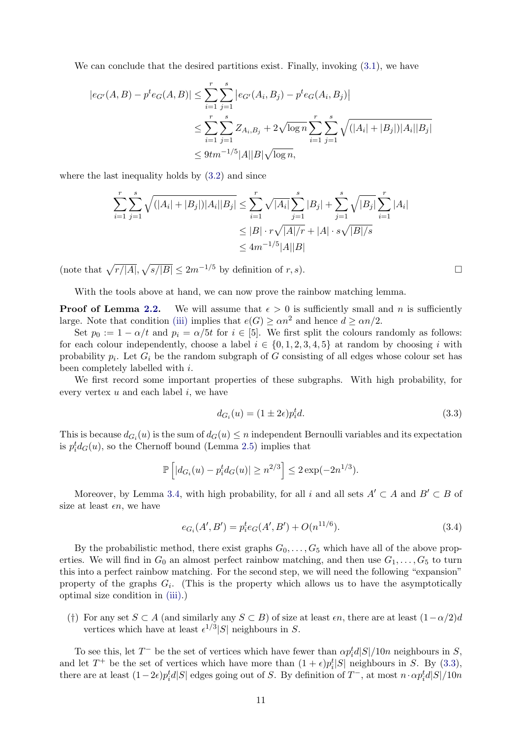We can conclude that the desired partitions exist. Finally, invoking (3.1), we have

$$
\begin{aligned}
|e_{G'}(A,B) - p^t e_G(A,B)| &\le \sum_{i=1}^{r}\sum_{j=1}^{s} \left|e_{G'}(A_i,B_j) - p^t e_G(A_i,B_j)\right| \\
&\le \sum_{i=1}^{r}\sum_{j=1}^{s} Z_{A_i,B_j} + 2\sqrt{\log n}\sum_{i=1}^{r}\sum_{j=1}^{s}\sqrt{(|A_i|+|B_j|)|A_i||B_j|} \\
&\le 9tm^{-1/5}|A||B|\sqrt{\log n},
\end{aligned}
$$

where the last inequality holds by (3.2) and since

$$
\begin{aligned}
\sum_{i=1}^{r}\sum_{j=1}^{s}\sqrt{(|A_i|+|B_j|)|A_i||B_j|} &\le \sum_{i=1}^{r}\sqrt{|A_i|}\sum_{j=1}^{s}|B_j| + \sum_{j=1}^{s}\sqrt{|B_j|}\sum_{i=1}^{r}|A_i| \\
&\le |B|\cdot r\sqrt{|A|/r} + |A|\cdot s\sqrt{|B|/s} \\
&\le 4m^{-1/5}|A||B|
\end{aligned}
$$

(note that $\sqrt{r/|A|}, \sqrt{s/|B|} \le 2m^{-1/5}$ by definition of $r, s$). □

With the tools above at hand, we can now prove the rainbow matching lemma.

**Proof of Lemma 2.2.** We will assume that $\epsilon > 0$ is sufficiently small and $n$ is sufficiently large. Note that condition (iii) implies that $e(G) \ge \alpha n^2$ and hence $d \ge \alpha n/2$.

Set $p_0 := 1 - \alpha/t$ and $p_i = \alpha/5t$ for $i \in [5]$. We first split the colours randomly as follows: for each colour independently, choose a label $i \in \{0,1,2,3,4,5\}$ at random by choosing $i$ with probability $p_i$. Let $G_i$ be the random subgraph of $G$ consisting of all edges whose colour set has been completely labelled with $i$.

We first record some important properties of these subgraphs. With high probability, for every vertex $u$ and each label $i$, we have

$$
d_{G_i}(u) = (1 \pm 2\epsilon)p_i^t d. \tag{3.3}
$$

This is because $d_{G_i}(u)$ is the sum of $d_G(u) \le n$ independent Bernoulli variables and its expectation is $p_i^t d_G(u)$, so the Chernoff bound (Lemma 2.5) implies that

$$
\mathbb{P}\left[|d_{G_i}(u) - p_i^t d_G(u)| \ge n^{2/3}\right] \le 2\exp(-2n^{1/3}).
$$

Moreover, by Lemma 3.4, with high probability, for all $i$ and all sets $A' \subset A$ and $B' \subset B$ of size at least $\epsilon n$, we have

$$
e_{G_i}(A', B') = p_i^t e_G(A', B') + O(n^{11/6}). \tag{3.4}
$$

By the probabilistic method, there exist graphs $G_0, \ldots, G_5$ which have all of the above properties. We will find in $G_0$ an almost perfect rainbow matching, and then use $G_1, \ldots, G_5$ to turn this into a perfect rainbow matching. For the second step, we will need the following "expansion" property of the graphs $G_i$. (This is the property which allows us to have the asymptotically optimal size condition in (iii).)

(†) For any set $S \subset A$ (and similarly any $S \subset B$) of size at least $\epsilon n$, there are at least $(1-\alpha/2)d$ vertices which have at least $\epsilon^{1/3}|S|$ neighbours in $S$.

To see this, let $T^-$ be the set of vertices which have fewer than $\alpha p_i^t d|S|/10n$ neighbours in $S$, and let $T^+$ be the set of vertices which have more than $(1+\epsilon)p_i^t|S|$ neighbours in $S$. By (3.3), there are at least $(1-2\epsilon)p_i^t d|S|$ edges going out of $S$. By definition of $T^-$, at most $n \cdot \alpha p_i^t d|S|/10n$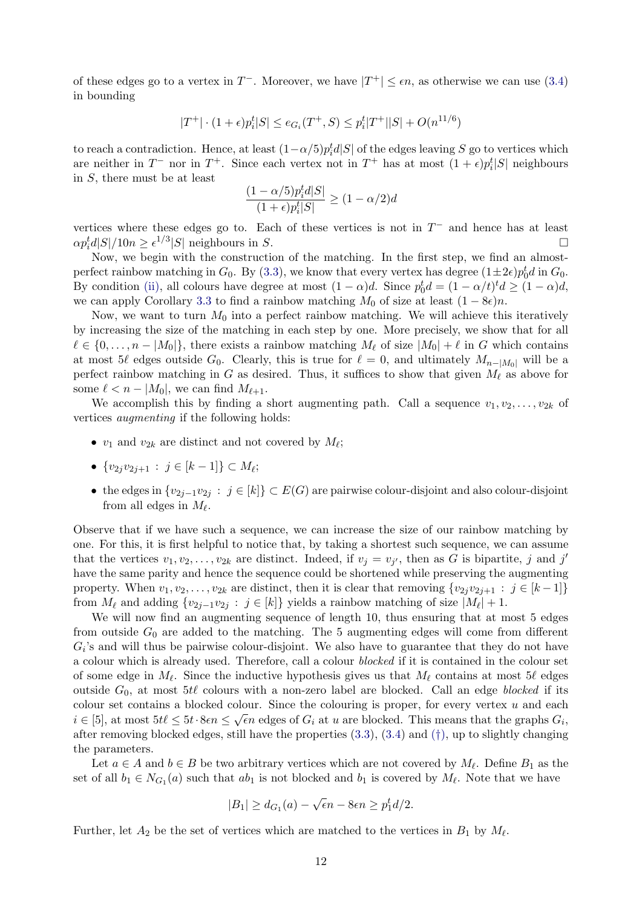of these edges go to a vertex in $T^-$. Moreover, we have $|T^+| \le \epsilon n$, as otherwise we can use (3.4) in bounding

$$|T^+| \cdot (1+\epsilon)p_i^t|S| \le e_{G_i}(T^+, S) \le p_i^t|T^+||S| + O(n^{11/6})$$

to reach a contradiction. Hence, at least $(1-\alpha/5)p_i^t d|S|$ of the edges leaving $S$ go to vertices which are neither in $T^-$ nor in $T^+$. Since each vertex not in $T^+$ has at most $(1+\epsilon)p_i^t|S|$ neighbours in $S$, there must be at least

$$\frac{(1-\alpha/5)p_i^t d|S|}{(1+\epsilon)p_i^t|S|} \ge (1-\alpha/2)d$$

vertices where these edges go to. Each of these vertices is not in $T^-$ and hence has at least $\alpha p_i^t d|S|/10n \ge \epsilon^{1/3}|S|$ neighbours in $S$. $\square$

Now, we begin with the construction of the matching. In the first step, we find an almost-perfect rainbow matching in $G_0$. By (3.3), we know that every vertex has degree $(1\pm 2\epsilon)p_0^t d$ in $G_0$. By condition (ii), all colours have degree at most $(1-\alpha)d$. Since $p_0^t d = (1-\alpha/t)^t d \ge (1-\alpha)d$, we can apply Corollary 3.3 to find a rainbow matching $M_0$ of size at least $(1-8\epsilon)n$.

Now, we want to turn $M_0$ into a perfect rainbow matching. We will achieve this iteratively by increasing the size of the matching in each step by one. More precisely, we show that for all $\ell \in \{0, \dots, n-|M_0|\}$, there exists a rainbow matching $M_\ell$ of size $|M_0|+\ell$ in $G$ which contains at most $5\ell$ edges outside $G_0$. Clearly, this is true for $\ell = 0$, and ultimately $M_{n-|M_0|}$ will be a perfect rainbow matching in $G$ as desired. Thus, it suffices to show that given $M_\ell$ as above for some $\ell < n-|M_0|$, we can find $M_{\ell+1}$.

We accomplish this by finding a short augmenting path. Call a sequence $v_1, v_2, \dots, v_{2k}$ of vertices *augmenting* if the following holds:

- $v_1$ and $v_{2k}$ are distinct and not covered by $M_\ell$;
- $\{v_{2j}v_{2j+1} : j \in [k-1]\} \subset M_\ell$;
- the edges in $\{v_{2j-1}v_{2j} : j \in [k]\} \subset E(G)$ are pairwise colour-disjoint and also colour-disjoint from all edges in $M_\ell$.

Observe that if we have such a sequence, we can increase the size of our rainbow matching by one. For this, it is first helpful to notice that, by taking a shortest such sequence, we can assume that the vertices $v_1, v_2, \dots, v_{2k}$ are distinct. Indeed, if $v_j = v_{j'}$, then as $G$ is bipartite, $j$ and $j'$ have the same parity and hence the sequence could be shortened while preserving the augmenting property. When $v_1, v_2, \dots, v_{2k}$ are distinct, then it is clear that removing $\{v_{2j}v_{2j+1} : j \in [k-1]\}$ from $M_\ell$ and adding $\{v_{2j-1}v_{2j} : j \in [k]\}$ yields a rainbow matching of size $|M_\ell|+1$.

We will now find an augmenting sequence of length 10, thus ensuring that at most 5 edges from outside $G_0$ are added to the matching. The 5 augmenting edges will come from different $G_i$'s and will thus be pairwise colour-disjoint. We also have to guarantee that they do not have a colour which is already used. Therefore, call a colour *blocked* if it is contained in the colour set of some edge in $M_\ell$. Since the inductive hypothesis gives us that $M_\ell$ contains at most $5\ell$ edges outside $G_0$, at most $5t\ell$ colours with a non-zero label are blocked. Call an edge *blocked* if its colour set contains a blocked colour. Since the colouring is proper, for every vertex $u$ and each $i \in [5]$, at most $5t\ell \le 5t \cdot 8\epsilon n \le \sqrt{\epsilon}n$ edges of $G_i$ at $u$ are blocked. This means that the graphs $G_i$, after removing blocked edges, still have the properties (3.3), (3.4) and (†), up to slightly changing the parameters.

Let $a \in A$ and $b \in B$ be two arbitrary vertices which are not covered by $M_\ell$. Define $B_1$ as the set of all $b_1 \in N_{G_1}(a)$ such that $ab_1$ is not blocked and $b_1$ is covered by $M_\ell$. Note that we have

$$|B_1| \ge d_{G_1}(a) - \sqrt{\epsilon}n - 8\epsilon n \ge p_1^t d/2.$$

Further, let $A_2$ be the set of vertices which are matched to the vertices in $B_1$ by $M_\ell$.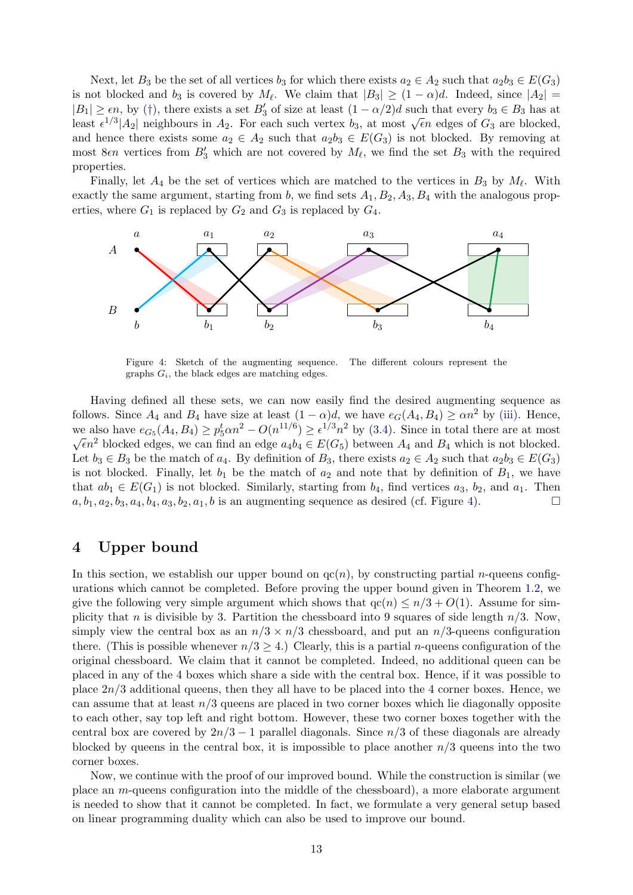Next, let $B_3$ be the set of all vertices $b_3$ for which there exists $a_2 \in A_2$ such that $a_2b_3 \in E(G_3)$ is not blocked and $b_3$ is covered by $M_\ell$. We claim that $|B_3| \geq (1-\alpha)d$. Indeed, since $|A_2| = |B_1| \geq \epsilon n$, by (†), there exists a set $B_3'$ of size at least $(1-\alpha/2)d$ such that every $b_3 \in B_3$ has at least $\epsilon^{1/3}|A_2|$ neighbours in $A_2$. For each such vertex $b_3$, at most $\sqrt{\epsilon}n$ edges of $G_3$ are blocked, and hence there exists some $a_2 \in A_2$ such that $a_2b_3 \in E(G_3)$ is not blocked. By removing at most $8\epsilon n$ vertices from $B_3'$ which are not covered by $M_\ell$, we find the set $B_3$ with the required properties.

Finally, let $A_4$ be the set of vertices which are matched to the vertices in $B_3$ by $M_\ell$. With exactly the same argument, starting from $b$, we find sets $A_1, B_2, A_3, B_4$ with the analogous properties, where $G_1$ is replaced by $G_2$ and $G_3$ is replaced by $G_4$.

Figure 4: Sketch of the augmenting sequence. The different colours represent the graphs $G_i$, the black edges are matching edges.

Having defined all these sets, we can now easily find the desired augmenting sequence as follows. Since $A_4$ and $B_4$ have size at least $(1-\alpha)d$, we have $e_G(A_4, B_4) \geq \alpha n^2$ by (iii). Hence, we also have $e_{G_5}(A_4, B_4) \geq p_5^t \alpha n^2 - O(n^{11/6}) \geq \epsilon^{1/3}n^2$ by (3.4). Since in total there are at most $\sqrt{\epsilon}n^2$ blocked edges, we can find an edge $a_4b_4 \in E(G_5)$ between $A_4$ and $B_4$ which is not blocked. Let $b_3 \in B_3$ be the match of $a_4$. By definition of $B_3$, there exists $a_2 \in A_2$ such that $a_2b_3 \in E(G_3)$ is not blocked. Finally, let $b_1$ be the match of $a_2$ and note that by definition of $B_1$, we have that $ab_1 \in E(G_1)$ is not blocked. Similarly, starting from $b_4$, find vertices $a_3$, $b_2$, and $a_1$. Then $a, b_1, a_2, b_3, a_4, b_4, a_3, b_2, a_1, b$ is an augmenting sequence as desired (cf. Figure 4). □

## 4 Upper bound

In this section, we establish our upper bound on $\mathrm{qc}(n)$, by constructing partial $n$-queens configurations which cannot be completed. Before proving the upper bound given in Theorem 1.2, we give the following very simple argument which shows that $\mathrm{qc}(n) \leq n/3 + O(1)$. Assume for simplicity that $n$ is divisible by 3. Partition the chessboard into 9 squares of side length $n/3$. Now, simply view the central box as an $n/3 \times n/3$ chessboard, and put an $n/3$-queens configuration there. (This is possible whenever $n/3 \geq 4$.) Clearly, this is a partial $n$-queens configuration of the original chessboard. We claim that it cannot be completed. Indeed, no additional queen can be placed in any of the 4 boxes which share a side with the central box. Hence, if it was possible to place $2n/3$ additional queens, then they all have to be placed into the 4 corner boxes. Hence, we can assume that at least $n/3$ queens are placed in two corner boxes which lie diagonally opposite to each other, say top left and right bottom. However, these two corner boxes together with the central box are covered by $2n/3 - 1$ parallel diagonals. Since $n/3$ of these diagonals are already blocked by queens in the central box, it is impossible to place another $n/3$ queens into the two corner boxes.

Now, we continue with the proof of our improved bound. While the construction is similar (we place an $m$-queens configuration into the middle of the chessboard), a more elaborate argument is needed to show that it cannot be completed. In fact, we formulate a very general setup based on linear programming duality which can also be used to improve our bound.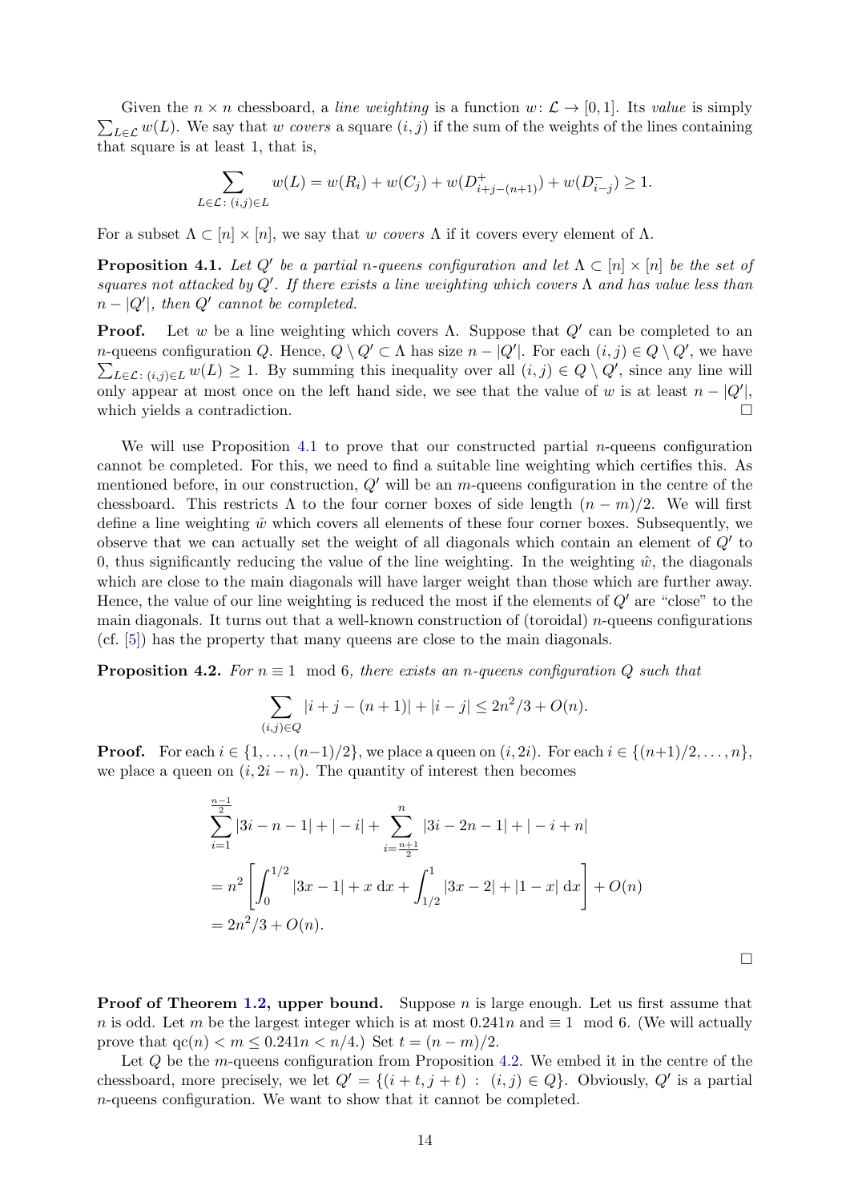Given the $n \times n$ chessboard, a *line weighting* is a function $w\colon \mathcal{L} \to [0,1]$. Its *value* is simply $\sum_{L \in \mathcal{L}} w(L)$. We say that $w$ *covers* a square $(i,j)$ if the sum of the weights of the lines containing that square is at least 1, that is,

$$\sum_{L \in \mathcal{L}\colon (i,j) \in L} w(L) = w(R_i) + w(C_j) + w(D^+_{i+j-(n+1)}) + w(D^-_{i-j}) \geq 1.$$

For a subset $\Lambda \subset [n] \times [n]$, we say that $w$ *covers* $\Lambda$ if it covers every element of $\Lambda$.

**Proposition 4.1.** *Let $Q'$ be a partial $n$-queens configuration and let $\Lambda \subset [n] \times [n]$ be the set of squares not attacked by $Q'$. If there exists a line weighting which covers $\Lambda$ and has value less than $n - |Q'|$, then $Q'$ cannot be completed.*

**Proof.** Let $w$ be a line weighting which covers $\Lambda$. Suppose that $Q'$ can be completed to an $n$-queens configuration $Q$. Hence, $Q \setminus Q' \subset \Lambda$ has size $n - |Q'|$. For each $(i,j) \in Q \setminus Q'$, we have $\sum_{L \in \mathcal{L}\colon (i,j) \in L} w(L) \geq 1$. By summing this inequality over all $(i,j) \in Q \setminus Q'$, since any line will only appear at most once on the left hand side, we see that the value of $w$ is at least $n - |Q'|$, which yields a contradiction. □

We will use Proposition 4.1 to prove that our constructed partial $n$-queens configuration cannot be completed. For this, we need to find a suitable line weighting which certifies this. As mentioned before, in our construction, $Q'$ will be an $m$-queens configuration in the centre of the chessboard. This restricts $\Lambda$ to the four corner boxes of side length $(n-m)/2$. We will first define a line weighting $\hat{w}$ which covers all elements of these four corner boxes. Subsequently, we observe that we can actually set the weight of all diagonals which contain an element of $Q'$ to 0, thus significantly reducing the value of the line weighting. In the weighting $\hat{w}$, the diagonals which are close to the main diagonals will have larger weight than those which are further away. Hence, the value of our line weighting is reduced the most if the elements of $Q'$ are "close" to the main diagonals. It turns out that a well-known construction of (toroidal) $n$-queens configurations (cf. [5]) has the property that many queens are close to the main diagonals.

**Proposition 4.2.** *For $n \equiv 1 \mod 6$, there exists an $n$-queens configuration $Q$ such that*

$$\sum_{(i,j) \in Q} |i + j - (n+1)| + |i - j| \leq 2n^2/3 + O(n).$$

**Proof.** For each $i \in \{1, \ldots, (n-1)/2\}$, we place a queen on $(i, 2i)$. For each $i \in \{(n+1)/2, \ldots, n\}$, we place a queen on $(i, 2i - n)$. The quantity of interest then becomes

$$\begin{aligned}
&\sum_{i=1}^{\frac{n-1}{2}} |3i - n - 1| + |-i| + \sum_{i=\frac{n+1}{2}}^{n} |3i - 2n - 1| + |-i + n| \\
&= n^2 \left[ \int_0^{1/2} |3x - 1| + x \,\mathrm{d}x + \int_{1/2}^{1} |3x - 2| + |1 - x| \,\mathrm{d}x \right] + O(n) \\
&= 2n^2/3 + O(n).
\end{aligned}$$

□

**Proof of Theorem 1.2, upper bound.** Suppose $n$ is large enough. Let us first assume that $n$ is odd. Let $m$ be the largest integer which is at most $0.241n$ and $\equiv 1 \mod 6$. (We will actually prove that $\mathrm{qc}(n) < m \leq 0.241n < n/4$.) Set $t = (n-m)/2$.

Let $Q$ be the $m$-queens configuration from Proposition 4.2. We embed it in the centre of the chessboard, more precisely, we let $Q' = \{(i+t, j+t) : (i,j) \in Q\}$. Obviously, $Q'$ is a partial $n$-queens configuration. We want to show that it cannot be completed.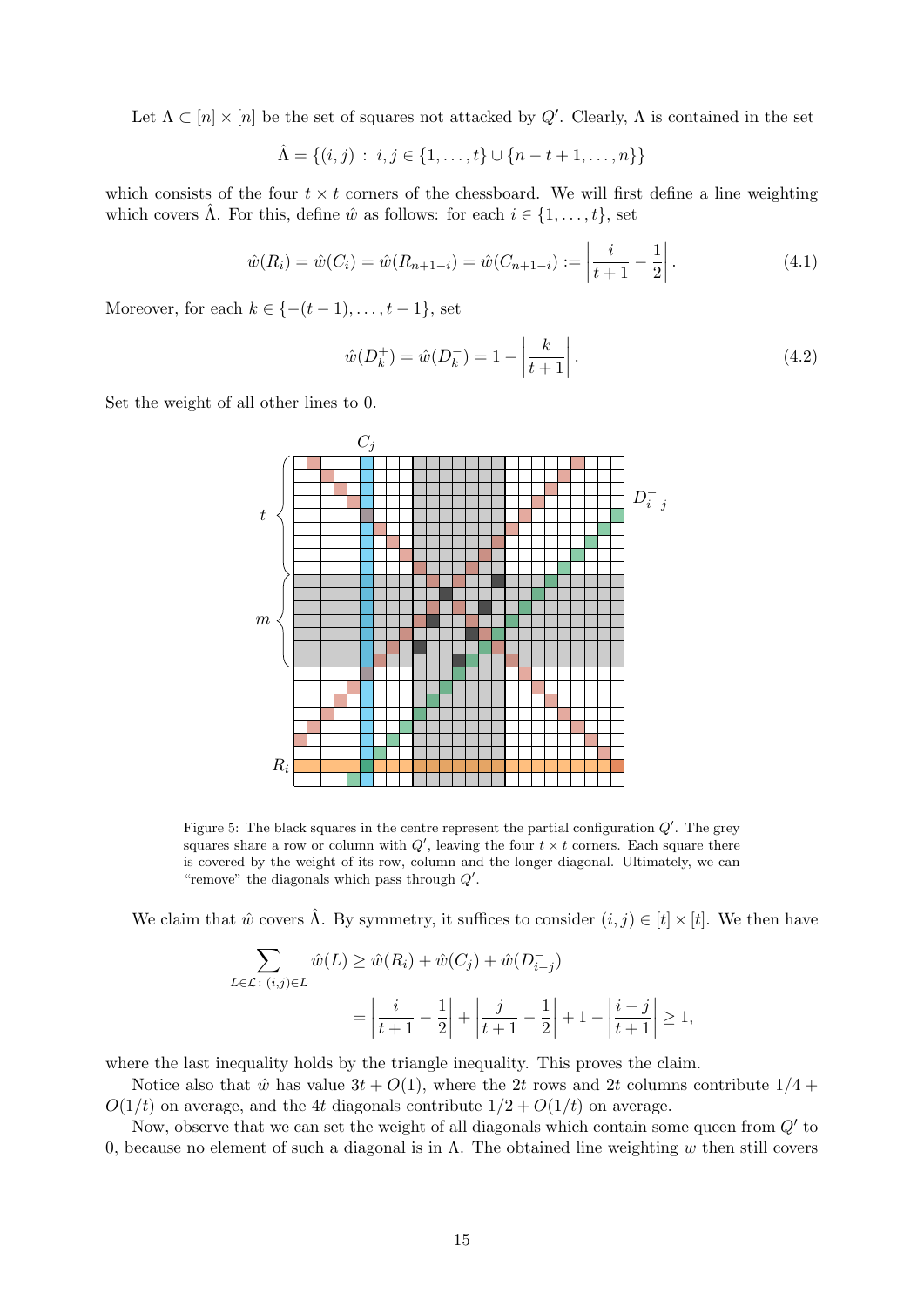Let $\Lambda \subset [n] \times [n]$ be the set of squares not attacked by $Q'$. Clearly, $\Lambda$ is contained in the set

$$\hat{\Lambda} = \{(i,j) \,:\, i,j \in \{1,\ldots,t\} \cup \{n-t+1,\ldots,n\}\}$$

which consists of the four $t \times t$ corners of the chessboard. We will first define a line weighting which covers $\hat{\Lambda}$. For this, define $\hat{w}$ as follows: for each $i \in \{1,\ldots,t\}$, set

$$\hat{w}(R_i) = \hat{w}(C_i) = \hat{w}(R_{n+1-i}) = \hat{w}(C_{n+1-i}) := \left|\frac{i}{t+1} - \frac{1}{2}\right|. \tag{4.1}$$

Moreover, for each $k \in \{-(t-1),\ldots,t-1\}$, set

$$\hat{w}(D_k^+) = \hat{w}(D_k^-) = 1 - \left|\frac{k}{t+1}\right|. \tag{4.2}$$

Set the weight of all other lines to 0.

Figure 5: The black squares in the centre represent the partial configuration $Q'$. The grey squares share a row or column with $Q'$, leaving the four $t \times t$ corners. Each square there is covered by the weight of its row, column and the longer diagonal. Ultimately, we can "remove" the diagonals which pass through $Q'$.

We claim that $\hat{w}$ covers $\hat{\Lambda}$. By symmetry, it suffices to consider $(i,j) \in [t] \times [t]$. We then have

$$\begin{aligned}\sum_{L \in \mathcal{L}:\,(i,j) \in L} \hat{w}(L) &\geq \hat{w}(R_i) + \hat{w}(C_j) + \hat{w}(D_{i-j}^-)\\ &= \left|\frac{i}{t+1} - \frac{1}{2}\right| + \left|\frac{j}{t+1} - \frac{1}{2}\right| + 1 - \left|\frac{i-j}{t+1}\right| \geq 1,\end{aligned}$$

where the last inequality holds by the triangle inequality. This proves the claim.

Notice also that $\hat{w}$ has value $3t + O(1)$, where the $2t$ rows and $2t$ columns contribute $1/4 + O(1/t)$ on average, and the $4t$ diagonals contribute $1/2 + O(1/t)$ on average.

Now, observe that we can set the weight of all diagonals which contain some queen from $Q'$ to 0, because no element of such a diagonal is in $\Lambda$. The obtained line weighting $w$ then still covers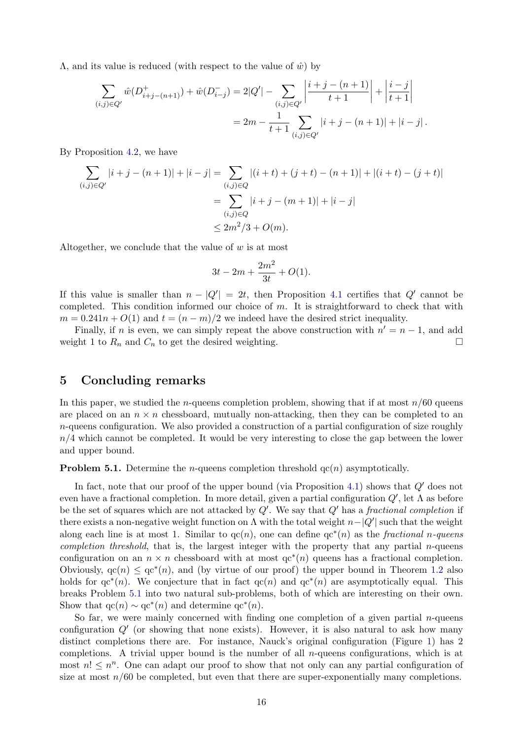$\Lambda$, and its value is reduced (with respect to the value of $\hat{w}$) by

$$\sum_{(i,j)\in Q'} \hat{w}(D^+_{i+j-(n+1)}) + \hat{w}(D^-_{i-j}) = 2|Q'| - \sum_{(i,j)\in Q'} \left|\frac{i+j-(n+1)}{t+1}\right| + \left|\frac{i-j}{t+1}\right|$$
$$= 2m - \frac{1}{t+1}\sum_{(i,j)\in Q'} |i+j-(n+1)| + |i-j|.$$

By Proposition 4.2, we have

$$\sum_{(i,j)\in Q'} |i+j-(n+1)| + |i-j| = \sum_{(i,j)\in Q} |(i+t)+(j+t)-(n+1)| + |(i+t)-(j+t)|$$
$$= \sum_{(i,j)\in Q} |i+j-(m+1)| + |i-j|$$
$$\leq 2m^2/3 + O(m).$$

Altogether, we conclude that the value of $w$ is at most

$$3t - 2m + \frac{2m^2}{3t} + O(1).$$

If this value is smaller than $n - |Q'| = 2t$, then Proposition 4.1 certifies that $Q'$ cannot be completed. This condition informed our choice of $m$. It is straightforward to check that with $m = 0.241n + O(1)$ and $t = (n-m)/2$ we indeed have the desired strict inequality.

Finally, if $n$ is even, we can simply repeat the above construction with $n' = n-1$, and add weight 1 to $R_n$ and $C_n$ to get the desired weighting. □

## 5 Concluding remarks

In this paper, we studied the $n$-queens completion problem, showing that if at most $n/60$ queens are placed on an $n \times n$ chessboard, mutually non-attacking, then they can be completed to an $n$-queens configuration. We also provided a construction of a partial configuration of size roughly $n/4$ which cannot be completed. It would be very interesting to close the gap between the lower and upper bound.

**Problem 5.1.** Determine the $n$-queens completion threshold $\mathrm{qc}(n)$ asymptotically.

In fact, note that our proof of the upper bound (via Proposition 4.1) shows that $Q'$ does not even have a fractional completion. In more detail, given a partial configuration $Q'$, let $\Lambda$ as before be the set of squares which are not attacked by $Q'$. We say that $Q'$ has a *fractional completion* if there exists a non-negative weight function on $\Lambda$ with the total weight $n - |Q'|$ such that the weight along each line is at most 1. Similar to $\mathrm{qc}(n)$, one can define $\mathrm{qc}^*(n)$ as the *fractional $n$-queens completion threshold*, that is, the largest integer with the property that any partial $n$-queens configuration on an $n \times n$ chessboard with at most $\mathrm{qc}^*(n)$ queens has a fractional completion. Obviously, $\mathrm{qc}(n) \leq \mathrm{qc}^*(n)$, and (by virtue of our proof) the upper bound in Theorem 1.2 also holds for $\mathrm{qc}^*(n)$. We conjecture that in fact $\mathrm{qc}(n)$ and $\mathrm{qc}^*(n)$ are asymptotically equal. This breaks Problem 5.1 into two natural sub-problems, both of which are interesting on their own. Show that $\mathrm{qc}(n) \sim \mathrm{qc}^*(n)$ and determine $\mathrm{qc}^*(n)$.

So far, we were mainly concerned with finding one completion of a given partial $n$-queens configuration $Q'$ (or showing that none exists). However, it is also natural to ask how many distinct completions there are. For instance, Nauck's original configuration (Figure 1) has 2 completions. A trivial upper bound is the number of all $n$-queens configurations, which is at most $n! \leq n^n$. One can adapt our proof to show that not only can any partial configuration of size at most $n/60$ be completed, but even that there are super-exponentially many completions.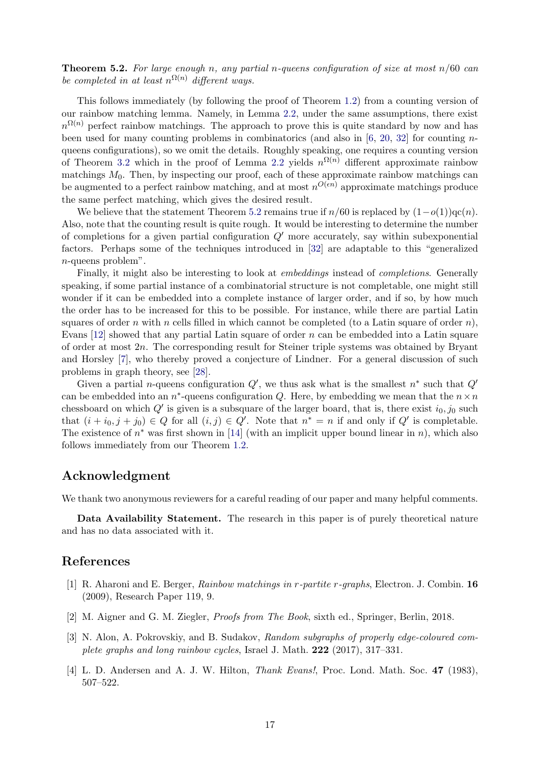**Theorem 5.2.** *For large enough $n$, any partial $n$-queens configuration of size at most $n/60$ can be completed in at least $n^{\Omega(n)}$ different ways.*

This follows immediately (by following the proof of Theorem 1.2) from a counting version of our rainbow matching lemma. Namely, in Lemma 2.2, under the same assumptions, there exist $n^{\Omega(n)}$ perfect rainbow matchings. The approach to prove this is quite standard by now and has been used for many counting problems in combinatorics (and also in [6, 20, 32] for counting $n$-queens configurations), so we omit the details. Roughly speaking, one requires a counting version of Theorem 3.2 which in the proof of Lemma 2.2 yields $n^{\Omega(n)}$ different approximate rainbow matchings $M_0$. Then, by inspecting our proof, each of these approximate rainbow matchings can be augmented to a perfect rainbow matching, and at most $n^{O(\epsilon n)}$ approximate matchings produce the same perfect matching, which gives the desired result.

We believe that the statement Theorem 5.2 remains true if $n/60$ is replaced by $(1-o(1))\mathrm{qc}(n)$. Also, note that the counting result is quite rough. It would be interesting to determine the number of completions for a given partial configuration $Q'$ more accurately, say within subexponential factors. Perhaps some of the techniques introduced in [32] are adaptable to this "generalized $n$-queens problem".

Finally, it might also be interesting to look at *embeddings* instead of *completions*. Generally speaking, if some partial instance of a combinatorial structure is not completable, one might still wonder if it can be embedded into a complete instance of larger order, and if so, by how much the order has to be increased for this to be possible. For instance, while there are partial Latin squares of order $n$ with $n$ cells filled in which cannot be completed (to a Latin square of order $n$), Evans [12] showed that any partial Latin square of order $n$ can be embedded into a Latin square of order at most $2n$. The corresponding result for Steiner triple systems was obtained by Bryant and Horsley [7], who thereby proved a conjecture of Lindner. For a general discussion of such problems in graph theory, see [28].

Given a partial $n$-queens configuration $Q'$, we thus ask what is the smallest $n^*$ such that $Q'$ can be embedded into an $n^*$-queens configuration $Q$. Here, by embedding we mean that the $n \times n$ chessboard on which $Q'$ is given is a subsquare of the larger board, that is, there exist $i_0, j_0$ such that $(i + i_0, j + j_0) \in Q$ for all $(i, j) \in Q'$. Note that $n^* = n$ if and only if $Q'$ is completable. The existence of $n^*$ was first shown in [14] (with an implicit upper bound linear in $n$), which also follows immediately from our Theorem 1.2.

## Acknowledgment

We thank two anonymous reviewers for a careful reading of our paper and many helpful comments.

**Data Availability Statement.** The research in this paper is of purely theoretical nature and has no data associated with it.

## References

[1] R. Aharoni and E. Berger, *Rainbow matchings in r-partite r-graphs*, Electron. J. Combin. **16** (2009), Research Paper 119, 9.

[2] M. Aigner and G. M. Ziegler, *Proofs from The Book*, sixth ed., Springer, Berlin, 2018.

[3] N. Alon, A. Pokrovskiy, and B. Sudakov, *Random subgraphs of properly edge-coloured complete graphs and long rainbow cycles*, Israel J. Math. **222** (2017), 317–331.

[4] L. D. Andersen and A. J. W. Hilton, *Thank Evans!*, Proc. Lond. Math. Soc. **47** (1983), 507–522.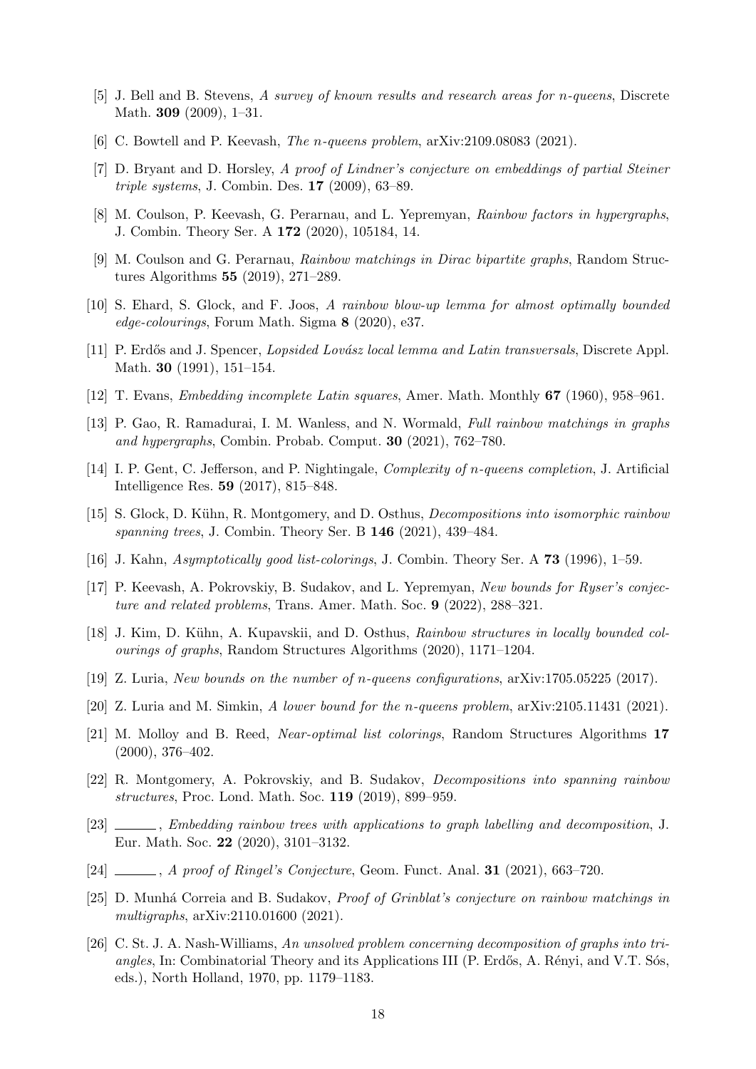[5] J. Bell and B. Stevens, *A survey of known results and research areas for n-queens*, Discrete Math. **309** (2009), 1–31.

[6] C. Bowtell and P. Keevash, *The n-queens problem*, arXiv:2109.08083 (2021).

[7] D. Bryant and D. Horsley, *A proof of Lindner's conjecture on embeddings of partial Steiner triple systems*, J. Combin. Des. **17** (2009), 63–89.

[8] M. Coulson, P. Keevash, G. Perarnau, and L. Yepremyan, *Rainbow factors in hypergraphs*, J. Combin. Theory Ser. A **172** (2020), 105184, 14.

[9] M. Coulson and G. Perarnau, *Rainbow matchings in Dirac bipartite graphs*, Random Structures Algorithms **55** (2019), 271–289.

[10] S. Ehard, S. Glock, and F. Joos, *A rainbow blow-up lemma for almost optimally bounded edge-colourings*, Forum Math. Sigma **8** (2020), e37.

[11] P. Erdős and J. Spencer, *Lopsided Lovász local lemma and Latin transversals*, Discrete Appl. Math. **30** (1991), 151–154.

[12] T. Evans, *Embedding incomplete Latin squares*, Amer. Math. Monthly **67** (1960), 958–961.

[13] P. Gao, R. Ramadurai, I. M. Wanless, and N. Wormald, *Full rainbow matchings in graphs and hypergraphs*, Combin. Probab. Comput. **30** (2021), 762–780.

[14] I. P. Gent, C. Jefferson, and P. Nightingale, *Complexity of n-queens completion*, J. Artificial Intelligence Res. **59** (2017), 815–848.

[15] S. Glock, D. Kühn, R. Montgomery, and D. Osthus, *Decompositions into isomorphic rainbow spanning trees*, J. Combin. Theory Ser. B **146** (2021), 439–484.

[16] J. Kahn, *Asymptotically good list-colorings*, J. Combin. Theory Ser. A **73** (1996), 1–59.

[17] P. Keevash, A. Pokrovskiy, B. Sudakov, and L. Yepremyan, *New bounds for Ryser's conjecture and related problems*, Trans. Amer. Math. Soc. **9** (2022), 288–321.

[18] J. Kim, D. Kühn, A. Kupavskii, and D. Osthus, *Rainbow structures in locally bounded colourings of graphs*, Random Structures Algorithms (2020), 1171–1204.

[19] Z. Luria, *New bounds on the number of n-queens configurations*, arXiv:1705.05225 (2017).

[20] Z. Luria and M. Simkin, *A lower bound for the n-queens problem*, arXiv:2105.11431 (2021).

[21] M. Molloy and B. Reed, *Near-optimal list colorings*, Random Structures Algorithms **17** (2000), 376–402.

[22] R. Montgomery, A. Pokrovskiy, and B. Sudakov, *Decompositions into spanning rainbow structures*, Proc. Lond. Math. Soc. **119** (2019), 899–959.

[23] ______, *Embedding rainbow trees with applications to graph labelling and decomposition*, J. Eur. Math. Soc. **22** (2020), 3101–3132.

[24] ______, *A proof of Ringel's Conjecture*, Geom. Funct. Anal. **31** (2021), 663–720.

[25] D. Munhá Correia and B. Sudakov, *Proof of Grinblat's conjecture on rainbow matchings in multigraphs*, arXiv:2110.01600 (2021).

[26] C. St. J. A. Nash-Williams, *An unsolved problem concerning decomposition of graphs into triangles*, In: Combinatorial Theory and its Applications III (P. Erdős, A. Rényi, and V.T. Sós, eds.), North Holland, 1970, pp. 1179–1183.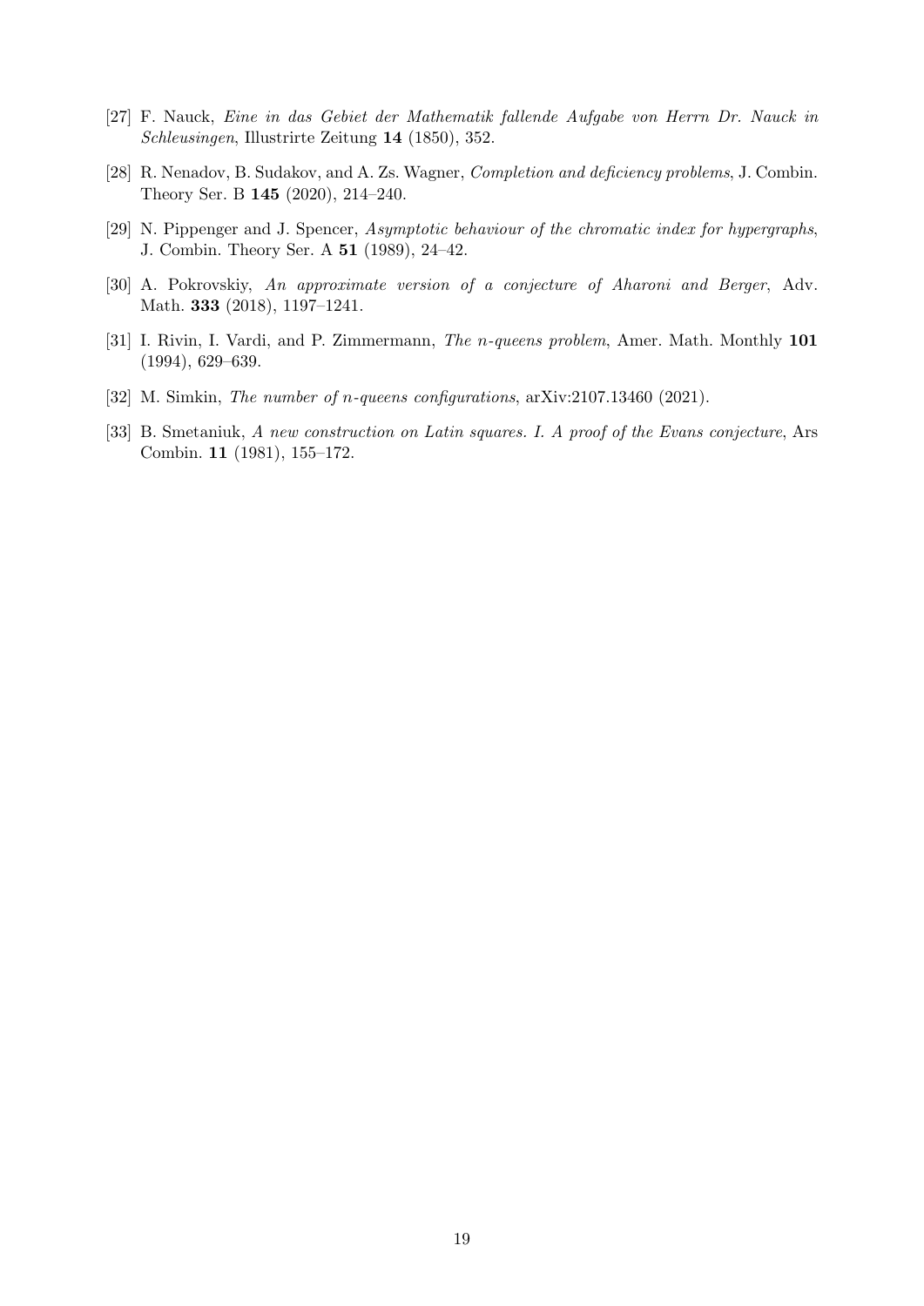[27] F. Nauck, *Eine in das Gebiet der Mathematik fallende Aufgabe von Herrn Dr. Nauck in Schleusingen*, Illustrirte Zeitung **14** (1850), 352.

[28] R. Nenadov, B. Sudakov, and A. Zs. Wagner, *Completion and deficiency problems*, J. Combin. Theory Ser. B **145** (2020), 214–240.

[29] N. Pippenger and J. Spencer, *Asymptotic behaviour of the chromatic index for hypergraphs*, J. Combin. Theory Ser. A **51** (1989), 24–42.

[30] A. Pokrovskiy, *An approximate version of a conjecture of Aharoni and Berger*, Adv. Math. **333** (2018), 1197–1241.

[31] I. Rivin, I. Vardi, and P. Zimmermann, *The n-queens problem*, Amer. Math. Monthly **101** (1994), 629–639.

[32] M. Simkin, *The number of n-queens configurations*, arXiv:2107.13460 (2021).

[33] B. Smetaniuk, *A new construction on Latin squares. I. A proof of the Evans conjecture*, Ars Combin. **11** (1981), 155–172.